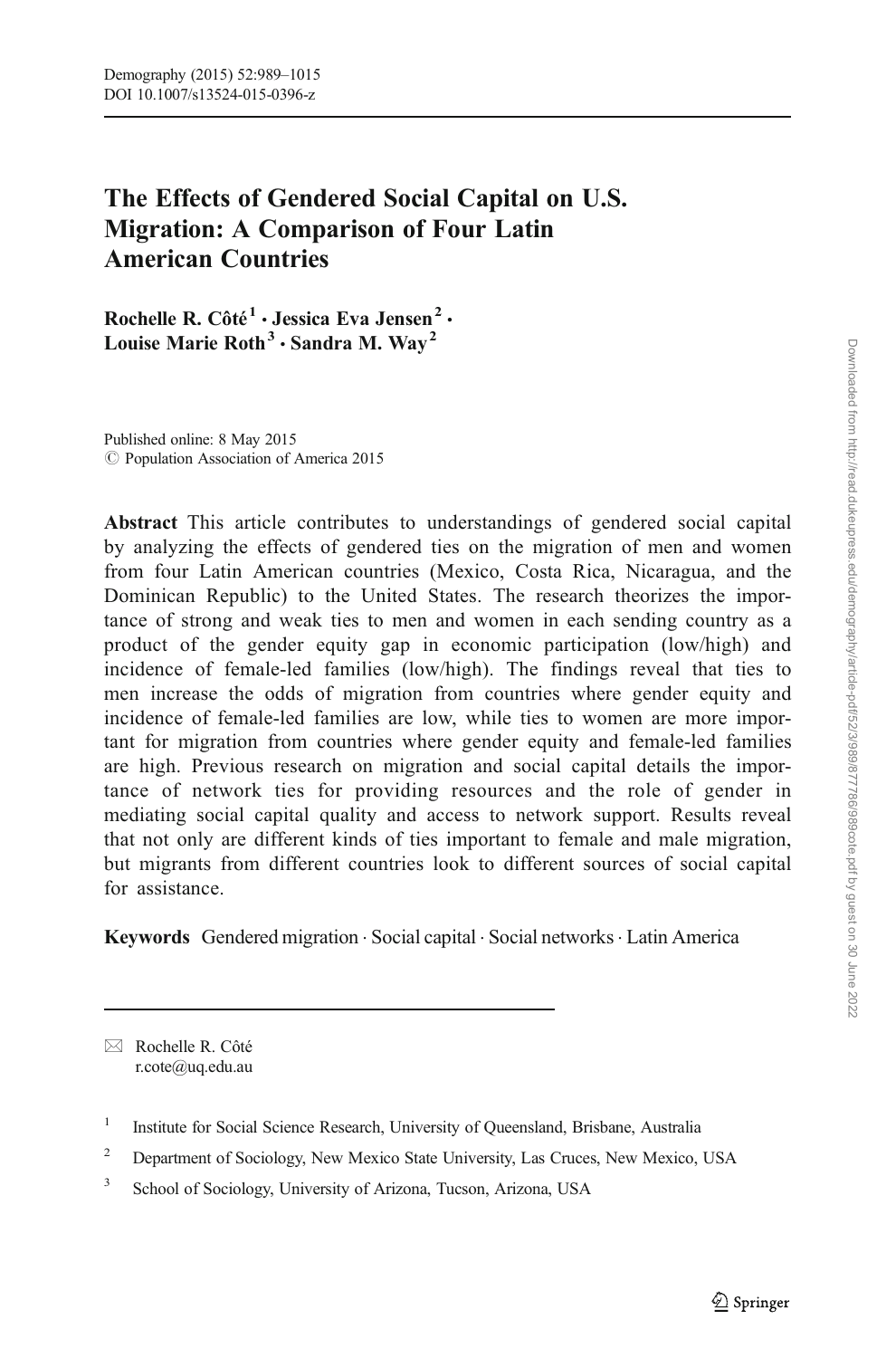# The Effects of Gendered Social Capital on U.S. Migration: A Comparison of Four Latin American Countries

**Rochelle R. Côté[1] · Jessica Eva Jensen[2] · Louise Marie Roth[3] · Sandra M. Way[2]**

Published online: 8 May 2015
© Population Association of America 2015

**Abstract** This article contributes to understandings of gendered social capital by analyzing the effects of gendered ties on the migration of men and women from four Latin American countries (Mexico, Costa Rica, Nicaragua, and the Dominican Republic) to the United States. The research theorizes the importance of strong and weak ties to men and women in each sending country as a product of the gender equity gap in economic participation (low/high) and incidence of female-led families (low/high). The findings reveal that ties to men increase the odds of migration from countries where gender equity and incidence of female-led families are low, while ties to women are more important for migration from countries where gender equity and female-led families are high. Previous research on migration and social capital details the importance of network ties for providing resources and the role of gender in mediating social capital quality and access to network support. Results reveal that not only are different kinds of ties important to female and male migration, but migrants from different countries look to different sources of social capital for assistance.

**Keywords** Gendered migration · Social capital · Social networks · Latin America

---

✉ Rochelle R. Côté
r.cote@uq.edu.au

[1] Institute for Social Science Research, University of Queensland, Brisbane, Australia

[2] Department of Sociology, New Mexico State University, Las Cruces, New Mexico, USA

[3] School of Sociology, University of Arizona, Tucson, Arizona, USA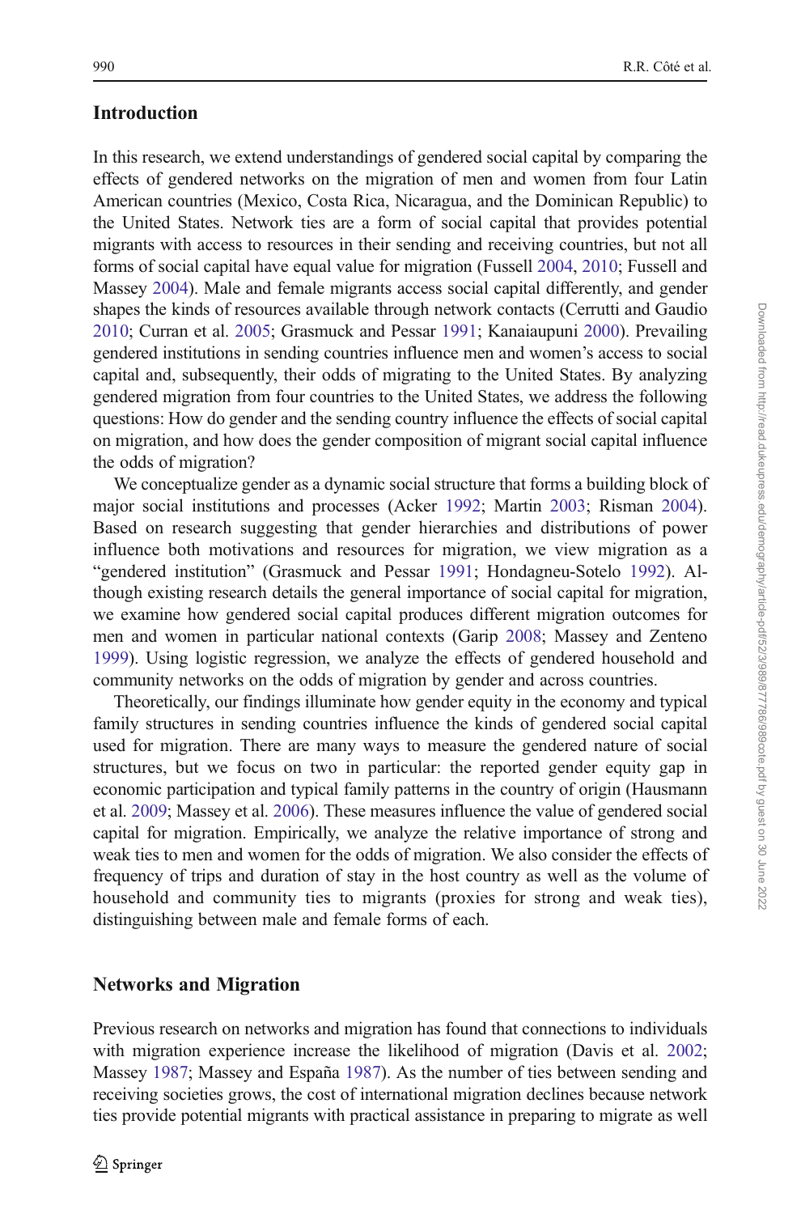## Introduction

In this research, we extend understandings of gendered social capital by comparing the effects of gendered networks on the migration of men and women from four Latin American countries (Mexico, Costa Rica, Nicaragua, and the Dominican Republic) to the United States. Network ties are a form of social capital that provides potential migrants with access to resources in their sending and receiving countries, but not all forms of social capital have equal value for migration (Fussell 2004, 2010; Fussell and Massey 2004). Male and female migrants access social capital differently, and gender shapes the kinds of resources available through network contacts (Cerrutti and Gaudio 2010; Curran et al. 2005; Grasmuck and Pessar 1991; Kanaiaupuni 2000). Prevailing gendered institutions in sending countries influence men and women's access to social capital and, subsequently, their odds of migrating to the United States. By analyzing gendered migration from four countries to the United States, we address the following questions: How do gender and the sending country influence the effects of social capital on migration, and how does the gender composition of migrant social capital influence the odds of migration?

We conceptualize gender as a dynamic social structure that forms a building block of major social institutions and processes (Acker 1992; Martin 2003; Risman 2004). Based on research suggesting that gender hierarchies and distributions of power influence both motivations and resources for migration, we view migration as a "gendered institution" (Grasmuck and Pessar 1991; Hondagneu-Sotelo 1992). Although existing research details the general importance of social capital for migration, we examine how gendered social capital produces different migration outcomes for men and women in particular national contexts (Garip 2008; Massey and Zenteno 1999). Using logistic regression, we analyze the effects of gendered household and community networks on the odds of migration by gender and across countries.

Theoretically, our findings illuminate how gender equity in the economy and typical family structures in sending countries influence the kinds of gendered social capital used for migration. There are many ways to measure the gendered nature of social structures, but we focus on two in particular: the reported gender equity gap in economic participation and typical family patterns in the country of origin (Hausmann et al. 2009; Massey et al. 2006). These measures influence the value of gendered social capital for migration. Empirically, we analyze the relative importance of strong and weak ties to men and women for the odds of migration. We also consider the effects of frequency of trips and duration of stay in the host country as well as the volume of household and community ties to migrants (proxies for strong and weak ties), distinguishing between male and female forms of each.

## Networks and Migration

Previous research on networks and migration has found that connections to individuals with migration experience increase the likelihood of migration (Davis et al. 2002; Massey 1987; Massey and España 1987). As the number of ties between sending and receiving societies grows, the cost of international migration declines because network ties provide potential migrants with practical assistance in preparing to migrate as well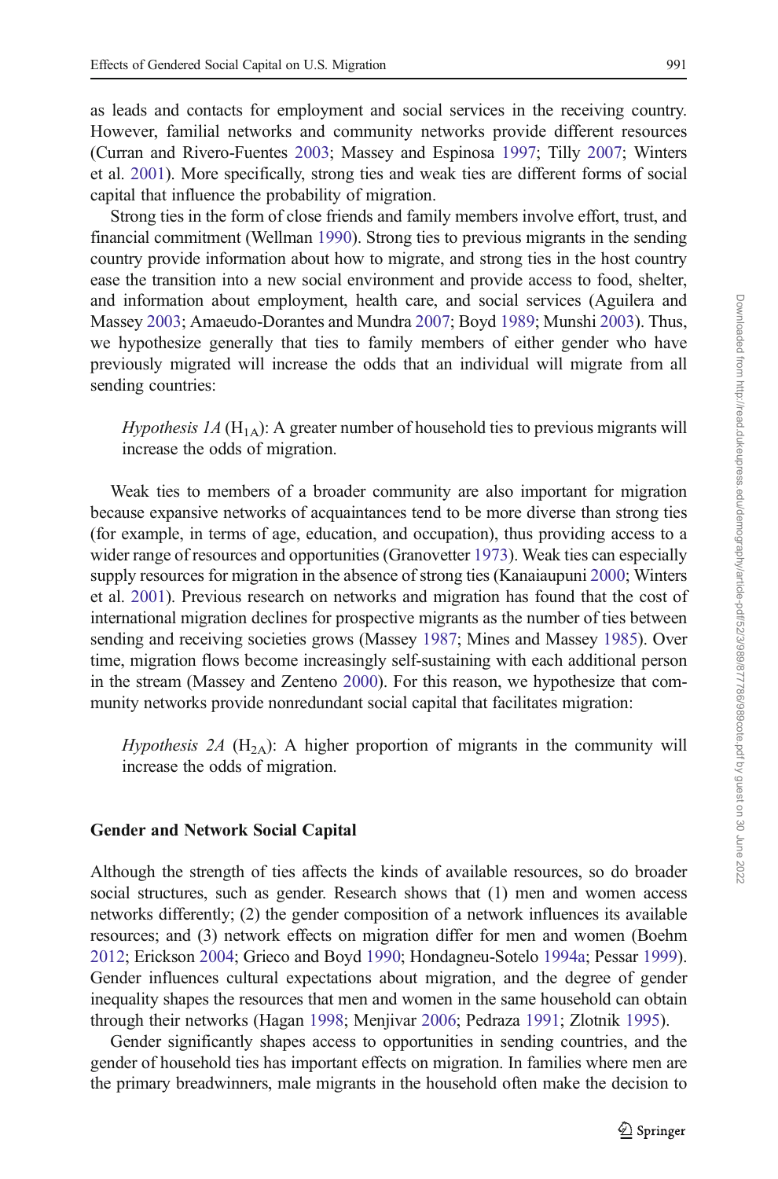as leads and contacts for employment and social services in the receiving country. However, familial networks and community networks provide different resources (Curran and Rivero-Fuentes 2003; Massey and Espinosa 1997; Tilly 2007; Winters et al. 2001). More specifically, strong ties and weak ties are different forms of social capital that influence the probability of migration.

Strong ties in the form of close friends and family members involve effort, trust, and financial commitment (Wellman 1990). Strong ties to previous migrants in the sending country provide information about how to migrate, and strong ties in the host country ease the transition into a new social environment and provide access to food, shelter, and information about employment, health care, and social services (Aguilera and Massey 2003; Amaeudo-Dorantes and Mundra 2007; Boyd 1989; Munshi 2003). Thus, we hypothesize generally that ties to family members of either gender who have previously migrated will increase the odds that an individual will migrate from all sending countries:

> *Hypothesis 1A* ($H_{1A}$): A greater number of household ties to previous migrants will increase the odds of migration.

Weak ties to members of a broader community are also important for migration because expansive networks of acquaintances tend to be more diverse than strong ties (for example, in terms of age, education, and occupation), thus providing access to a wider range of resources and opportunities (Granovetter 1973). Weak ties can especially supply resources for migration in the absence of strong ties (Kanaiaupuni 2000; Winters et al. 2001). Previous research on networks and migration has found that the cost of international migration declines for prospective migrants as the number of ties between sending and receiving societies grows (Massey 1987; Mines and Massey 1985). Over time, migration flows become increasingly self-sustaining with each additional person in the stream (Massey and Zenteno 2000). For this reason, we hypothesize that community networks provide nonredundant social capital that facilitates migration:

> *Hypothesis 2A* ($H_{2A}$): A higher proportion of migrants in the community will increase the odds of migration.

### Gender and Network Social Capital

Although the strength of ties affects the kinds of available resources, so do broader social structures, such as gender. Research shows that (1) men and women access networks differently; (2) the gender composition of a network influences its available resources; and (3) network effects on migration differ for men and women (Boehm 2012; Erickson 2004; Grieco and Boyd 1990; Hondagneu-Sotelo 1994a; Pessar 1999). Gender influences cultural expectations about migration, and the degree of gender inequality shapes the resources that men and women in the same household can obtain through their networks (Hagan 1998; Menjivar 2006; Pedraza 1991; Zlotnik 1995).

Gender significantly shapes access to opportunities in sending countries, and the gender of household ties has important effects on migration. In families where men are the primary breadwinners, male migrants in the household often make the decision to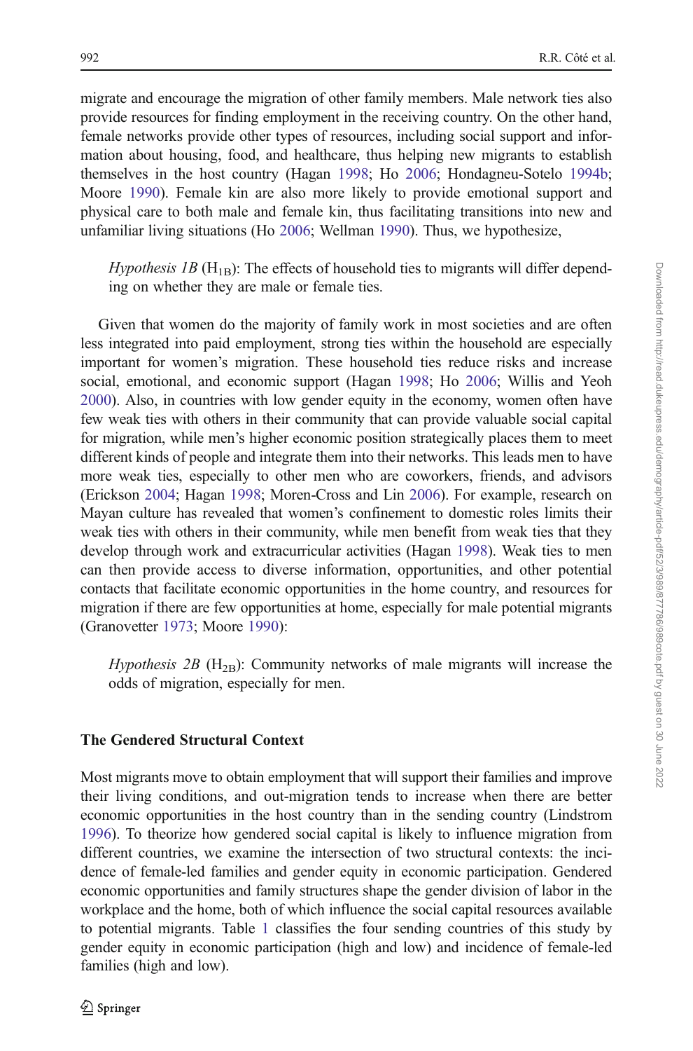migrate and encourage the migration of other family members. Male network ties also provide resources for finding employment in the receiving country. On the other hand, female networks provide other types of resources, including social support and information about housing, food, and healthcare, thus helping new migrants to establish themselves in the host country (Hagan 1998; Ho 2006; Hondagneu-Sotelo 1994b; Moore 1990). Female kin are also more likely to provide emotional support and physical care to both male and female kin, thus facilitating transitions into new and unfamiliar living situations (Ho 2006; Wellman 1990). Thus, we hypothesize,

> *Hypothesis 1B* ($H_{1B}$): The effects of household ties to migrants will differ depending on whether they are male or female ties.

Given that women do the majority of family work in most societies and are often less integrated into paid employment, strong ties within the household are especially important for women's migration. These household ties reduce risks and increase social, emotional, and economic support (Hagan 1998; Ho 2006; Willis and Yeoh 2000). Also, in countries with low gender equity in the economy, women often have few weak ties with others in their community that can provide valuable social capital for migration, while men's higher economic position strategically places them to meet different kinds of people and integrate them into their networks. This leads men to have more weak ties, especially to other men who are coworkers, friends, and advisors (Erickson 2004; Hagan 1998; Moren-Cross and Lin 2006). For example, research on Mayan culture has revealed that women's confinement to domestic roles limits their weak ties with others in their community, while men benefit from weak ties that they develop through work and extracurricular activities (Hagan 1998). Weak ties to men can then provide access to diverse information, opportunities, and other potential contacts that facilitate economic opportunities in the home country, and resources for migration if there are few opportunities at home, especially for male potential migrants (Granovetter 1973; Moore 1990):

> *Hypothesis 2B* ($H_{2B}$): Community networks of male migrants will increase the odds of migration, especially for men.

## The Gendered Structural Context

Most migrants move to obtain employment that will support their families and improve their living conditions, and out-migration tends to increase when there are better economic opportunities in the host country than in the sending country (Lindstrom 1996). To theorize how gendered social capital is likely to influence migration from different countries, we examine the intersection of two structural contexts: the incidence of female-led families and gender equity in economic participation. Gendered economic opportunities and family structures shape the gender division of labor in the workplace and the home, both of which influence the social capital resources available to potential migrants. Table 1 classifies the four sending countries of this study by gender equity in economic participation (high and low) and incidence of female-led families (high and low).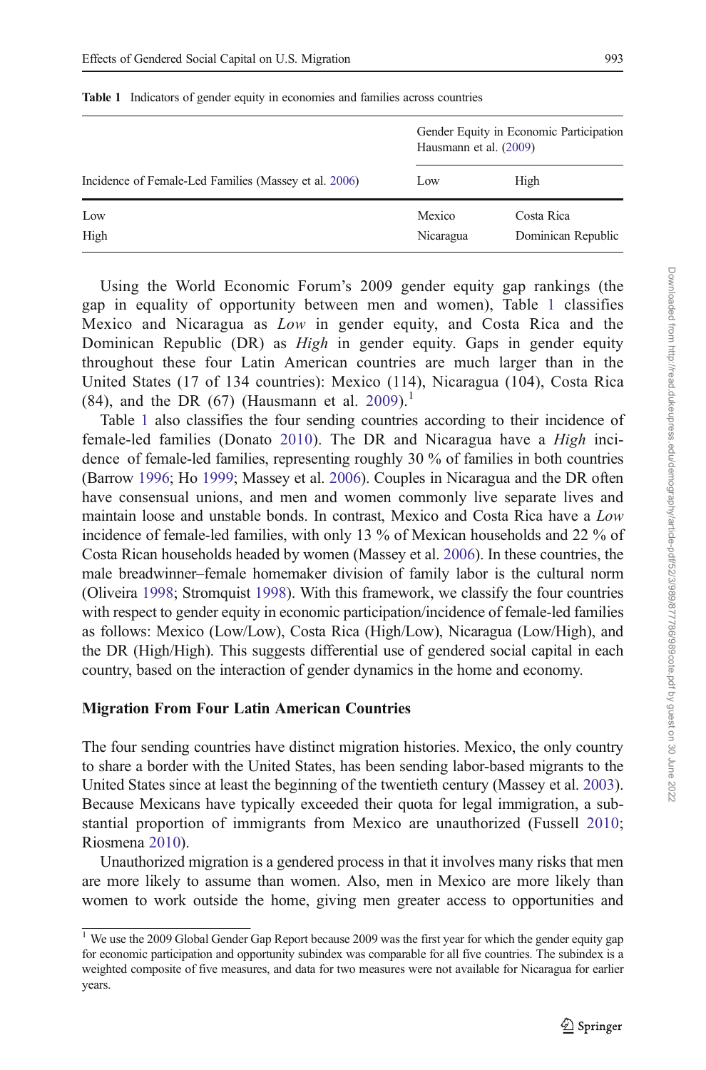**Table 1** Indicators of gender equity in economies and families across countries

| Incidence of Female-Led Families (Massey et al. 2006) | Gender Equity in Economic Participation Hausmann et al. (2009) | |
|---|---|---|
| | Low | High |
| Low | Mexico | Costa Rica |
| High | Nicaragua | Dominican Republic |

Using the World Economic Forum's 2009 gender equity gap rankings (the gap in equality of opportunity between men and women), Table 1 classifies Mexico and Nicaragua as *Low* in gender equity, and Costa Rica and the Dominican Republic (DR) as *High* in gender equity. Gaps in gender equity throughout these four Latin American countries are much larger than in the United States (17 of 134 countries): Mexico (114), Nicaragua (104), Costa Rica (84), and the DR (67) (Hausmann et al. 2009).[1]

Table 1 also classifies the four sending countries according to their incidence of female-led families (Donato 2010). The DR and Nicaragua have a *High* incidence of female-led families, representing roughly 30 % of families in both countries (Barrow 1996; Ho 1999; Massey et al. 2006). Couples in Nicaragua and the DR often have consensual unions, and men and women commonly live separate lives and maintain loose and unstable bonds. In contrast, Mexico and Costa Rica have a *Low* incidence of female-led families, with only 13 % of Mexican households and 22 % of Costa Rican households headed by women (Massey et al. 2006). In these countries, the male breadwinner–female homemaker division of family labor is the cultural norm (Oliveira 1998; Stromquist 1998). With this framework, we classify the four countries with respect to gender equity in economic participation/incidence of female-led families as follows: Mexico (Low/Low), Costa Rica (High/Low), Nicaragua (Low/High), and the DR (High/High). This suggests differential use of gendered social capital in each country, based on the interaction of gender dynamics in the home and economy.

### Migration From Four Latin American Countries

The four sending countries have distinct migration histories. Mexico, the only country to share a border with the United States, has been sending labor-based migrants to the United States since at least the beginning of the twentieth century (Massey et al. 2003). Because Mexicans have typically exceeded their quota for legal immigration, a substantial proportion of immigrants from Mexico are unauthorized (Fussell 2010; Riosmena 2010).

Unauthorized migration is a gendered process in that it involves many risks that men are more likely to assume than women. Also, men in Mexico are more likely than women to work outside the home, giving men greater access to opportunities and

[1] We use the 2009 Global Gender Gap Report because 2009 was the first year for which the gender equity gap for economic participation and opportunity subindex was comparable for all five countries. The subindex is a weighted composite of five measures, and data for two measures were not available for Nicaragua for earlier years.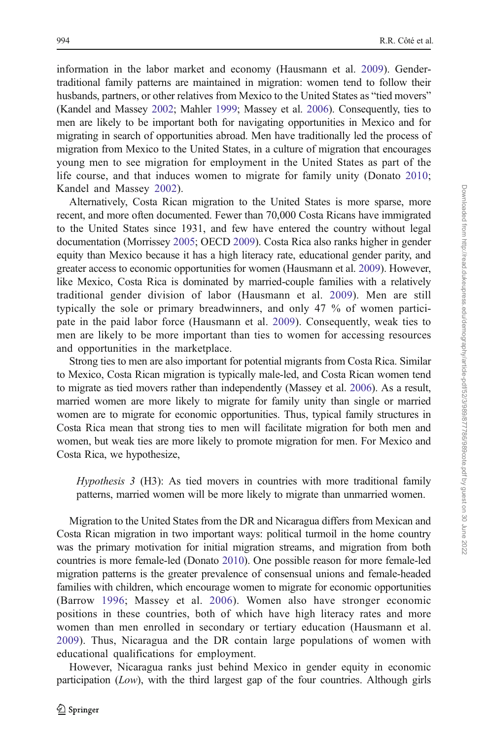information in the labor market and economy (Hausmann et al. 2009). Gender-traditional family patterns are maintained in migration: women tend to follow their husbands, partners, or other relatives from Mexico to the United States as "tied movers" (Kandel and Massey 2002; Mahler 1999; Massey et al. 2006). Consequently, ties to men are likely to be important both for navigating opportunities in Mexico and for migrating in search of opportunities abroad. Men have traditionally led the process of migration from Mexico to the United States, in a culture of migration that encourages young men to see migration for employment in the United States as part of the life course, and that induces women to migrate for family unity (Donato 2010; Kandel and Massey 2002).

Alternatively, Costa Rican migration to the United States is more sparse, more recent, and more often documented. Fewer than 70,000 Costa Ricans have immigrated to the United States since 1931, and few have entered the country without legal documentation (Morrissey 2005; OECD 2009). Costa Rica also ranks higher in gender equity than Mexico because it has a high literacy rate, educational gender parity, and greater access to economic opportunities for women (Hausmann et al. 2009). However, like Mexico, Costa Rica is dominated by married-couple families with a relatively traditional gender division of labor (Hausmann et al. 2009). Men are still typically the sole or primary breadwinners, and only 47 % of women participate in the paid labor force (Hausmann et al. 2009). Consequently, weak ties to men are likely to be more important than ties to women for accessing resources and opportunities in the marketplace.

Strong ties to men are also important for potential migrants from Costa Rica. Similar to Mexico, Costa Rican migration is typically male-led, and Costa Rican women tend to migrate as tied movers rather than independently (Massey et al. 2006). As a result, married women are more likely to migrate for family unity than single or married women are to migrate for economic opportunities. Thus, typical family structures in Costa Rica mean that strong ties to men will facilitate migration for both men and women, but weak ties are more likely to promote migration for men. For Mexico and Costa Rica, we hypothesize,

> *Hypothesis 3* (H3): As tied movers in countries with more traditional family patterns, married women will be more likely to migrate than unmarried women.

Migration to the United States from the DR and Nicaragua differs from Mexican and Costa Rican migration in two important ways: political turmoil in the home country was the primary motivation for initial migration streams, and migration from both countries is more female-led (Donato 2010). One possible reason for more female-led migration patterns is the greater prevalence of consensual unions and female-headed families with children, which encourage women to migrate for economic opportunities (Barrow 1996; Massey et al. 2006). Women also have stronger economic positions in these countries, both of which have high literacy rates and more women than men enrolled in secondary or tertiary education (Hausmann et al. 2009). Thus, Nicaragua and the DR contain large populations of women with educational qualifications for employment.

However, Nicaragua ranks just behind Mexico in gender equity in economic participation (*Low*), with the third largest gap of the four countries. Although girls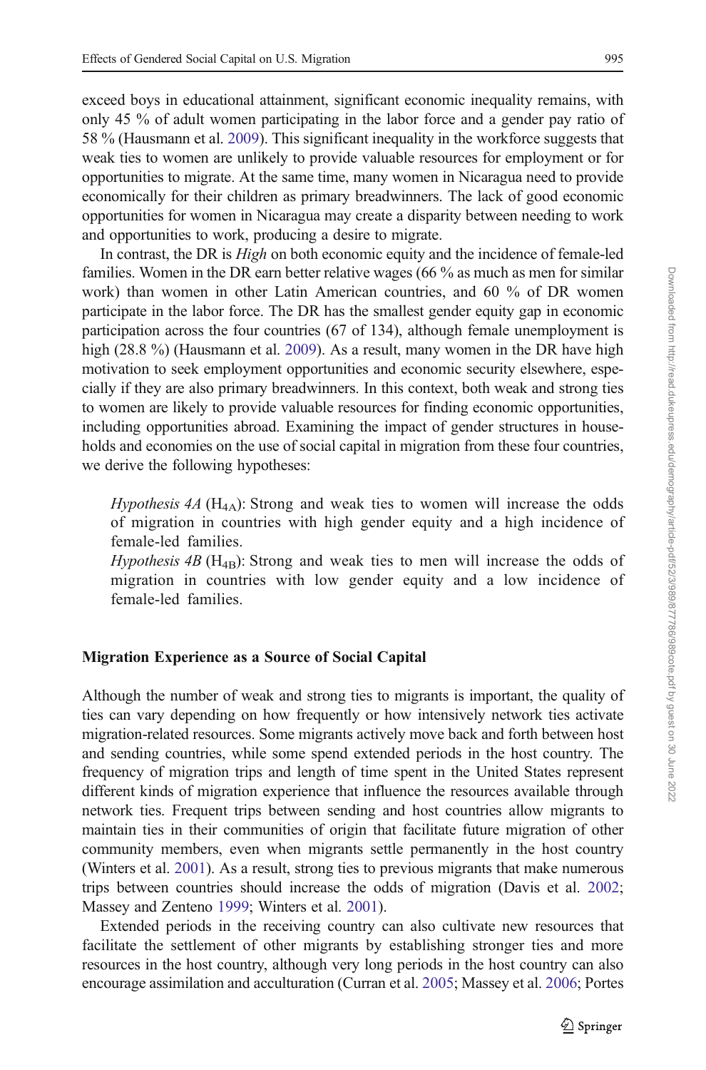exceed boys in educational attainment, significant economic inequality remains, with only 45 % of adult women participating in the labor force and a gender pay ratio of 58 % (Hausmann et al. 2009). This significant inequality in the workforce suggests that weak ties to women are unlikely to provide valuable resources for employment or for opportunities to migrate. At the same time, many women in Nicaragua need to provide economically for their children as primary breadwinners. The lack of good economic opportunities for women in Nicaragua may create a disparity between needing to work and opportunities to work, producing a desire to migrate.

In contrast, the DR is *High* on both economic equity and the incidence of female-led families. Women in the DR earn better relative wages (66 % as much as men for similar work) than women in other Latin American countries, and 60 % of DR women participate in the labor force. The DR has the smallest gender equity gap in economic participation across the four countries (67 of 134), although female unemployment is high (28.8 %) (Hausmann et al. 2009). As a result, many women in the DR have high motivation to seek employment opportunities and economic security elsewhere, especially if they are also primary breadwinners. In this context, both weak and strong ties to women are likely to provide valuable resources for finding economic opportunities, including opportunities abroad. Examining the impact of gender structures in households and economies on the use of social capital in migration from these four countries, we derive the following hypotheses:

> *Hypothesis 4A* ($H_{4A}$): Strong and weak ties to women will increase the odds of migration in countries with high gender equity and a high incidence of female-led families.
>
> *Hypothesis 4B* ($H_{4B}$): Strong and weak ties to men will increase the odds of migration in countries with low gender equity and a low incidence of female-led families.

### Migration Experience as a Source of Social Capital

Although the number of weak and strong ties to migrants is important, the quality of ties can vary depending on how frequently or how intensively network ties activate migration-related resources. Some migrants actively move back and forth between host and sending countries, while some spend extended periods in the host country. The frequency of migration trips and length of time spent in the United States represent different kinds of migration experience that influence the resources available through network ties. Frequent trips between sending and host countries allow migrants to maintain ties in their communities of origin that facilitate future migration of other community members, even when migrants settle permanently in the host country (Winters et al. 2001). As a result, strong ties to previous migrants that make numerous trips between countries should increase the odds of migration (Davis et al. 2002; Massey and Zenteno 1999; Winters et al. 2001).

Extended periods in the receiving country can also cultivate new resources that facilitate the settlement of other migrants by establishing stronger ties and more resources in the host country, although very long periods in the host country can also encourage assimilation and acculturation (Curran et al. 2005; Massey et al. 2006; Portes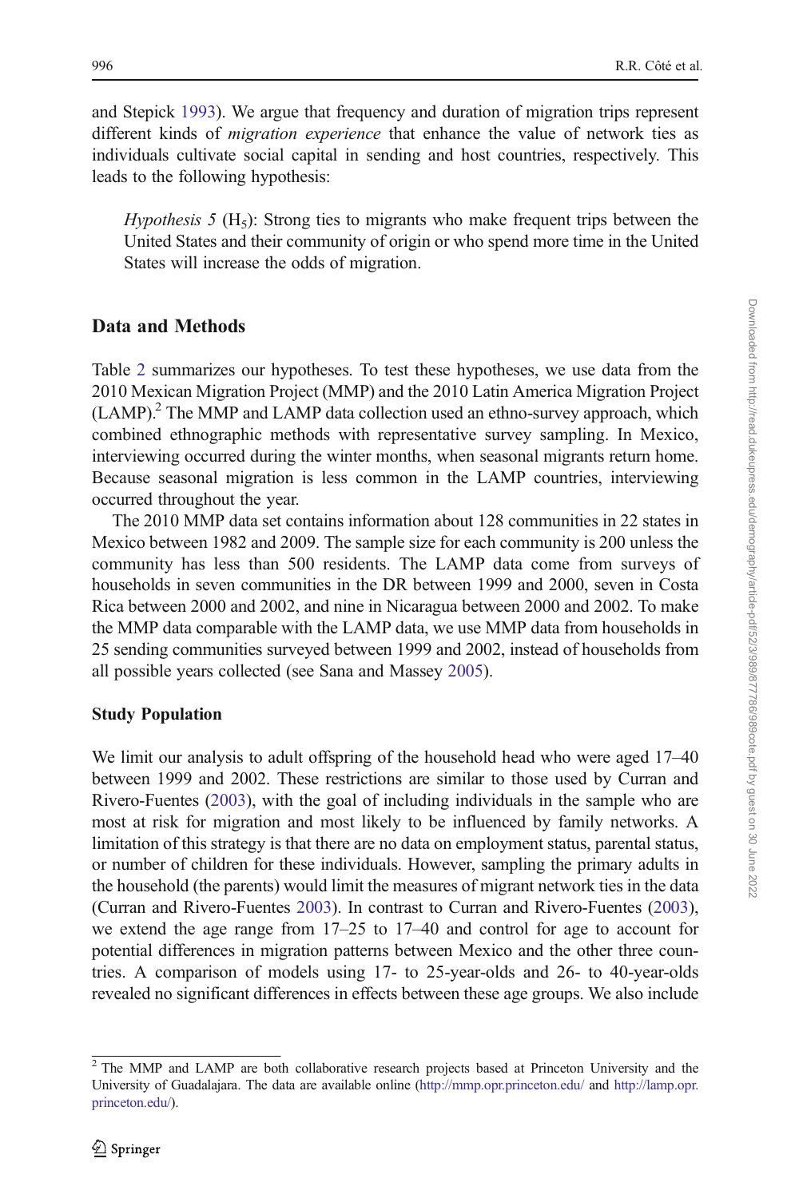and Stepick 1993). We argue that frequency and duration of migration trips represent different kinds of *migration experience* that enhance the value of network ties as individuals cultivate social capital in sending and host countries, respectively. This leads to the following hypothesis:

> *Hypothesis 5* ($H_5$): Strong ties to migrants who make frequent trips between the United States and their community of origin or who spend more time in the United States will increase the odds of migration.

## Data and Methods

Table 2 summarizes our hypotheses. To test these hypotheses, we use data from the 2010 Mexican Migration Project (MMP) and the 2010 Latin America Migration Project (LAMP).[2] The MMP and LAMP data collection used an ethno-survey approach, which combined ethnographic methods with representative survey sampling. In Mexico, interviewing occurred during the winter months, when seasonal migrants return home. Because seasonal migration is less common in the LAMP countries, interviewing occurred throughout the year.

The 2010 MMP data set contains information about 128 communities in 22 states in Mexico between 1982 and 2009. The sample size for each community is 200 unless the community has less than 500 residents. The LAMP data come from surveys of households in seven communities in the DR between 1999 and 2000, seven in Costa Rica between 2000 and 2002, and nine in Nicaragua between 2000 and 2002. To make the MMP data comparable with the LAMP data, we use MMP data from households in 25 sending communities surveyed between 1999 and 2002, instead of households from all possible years collected (see Sana and Massey 2005).

### Study Population

We limit our analysis to adult offspring of the household head who were aged 17–40 between 1999 and 2002. These restrictions are similar to those used by Curran and Rivero-Fuentes (2003), with the goal of including individuals in the sample who are most at risk for migration and most likely to be influenced by family networks. A limitation of this strategy is that there are no data on employment status, parental status, or number of children for these individuals. However, sampling the primary adults in the household (the parents) would limit the measures of migrant network ties in the data (Curran and Rivero-Fuentes 2003). In contrast to Curran and Rivero-Fuentes (2003), we extend the age range from 17–25 to 17–40 and control for age to account for potential differences in migration patterns between Mexico and the other three countries. A comparison of models using 17- to 25-year-olds and 26- to 40-year-olds revealed no significant differences in effects between these age groups. We also include

[2] The MMP and LAMP are both collaborative research projects based at Princeton University and the University of Guadalajara. The data are available online (http://mmp.opr.princeton.edu/ and http://lamp.opr.princeton.edu/).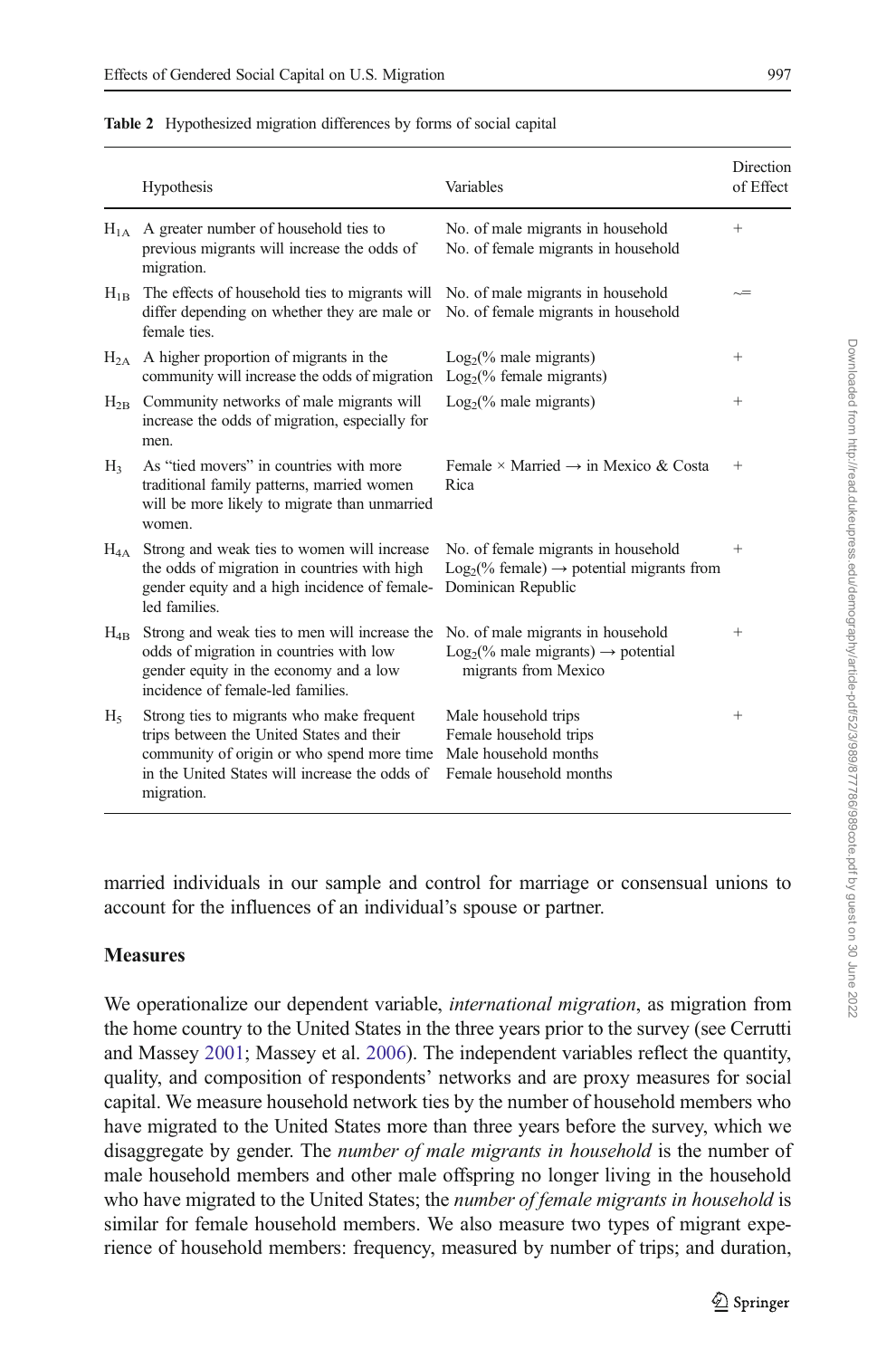**Table 2** Hypothesized migration differences by forms of social capital

| | Hypothesis | Variables | Direction of Effect |
|---|---|---|---|
| $H_{1A}$ | A greater number of household ties to previous migrants will increase the odds of migration. | No. of male migrants in household<br>No. of female migrants in household | + |
| $H_{1B}$ | The effects of household ties to migrants will differ depending on whether they are male or female ties. | No. of male migrants in household<br>No. of female migrants in household | $\sim\!=$ |
| $H_{2A}$ | A higher proportion of migrants in the community will increase the odds of migration | $\text{Log}_2$(% male migrants)<br>$\text{Log}_2$(% female migrants) | + |
| $H_{2B}$ | Community networks of male migrants will increase the odds of migration, especially for men. | $\text{Log}_2$(% male migrants) | + |
| $H_3$ | As "tied movers" in countries with more traditional family patterns, married women will be more likely to migrate than unmarried women. | Female × Married → in Mexico & Costa Rica | + |
| $H_{4A}$ | Strong and weak ties to women will increase the odds of migration in countries with high gender equity and a high incidence of female-led families. | No. of female migrants in household<br>$\text{Log}_2$(% female) → potential migrants from Dominican Republic | + |
| $H_{4B}$ | Strong and weak ties to men will increase the odds of migration in countries with low gender equity in the economy and a low incidence of female-led families. | No. of male migrants in household<br>$\text{Log}_2$(% male migrants) → potential migrants from Mexico | + |
| $H_5$ | Strong ties to migrants who make frequent trips between the United States and their community of origin or who spend more time in the United States will increase the odds of migration. | Male household trips<br>Female household trips<br>Male household months<br>Female household months | + |

married individuals in our sample and control for marriage or consensual unions to account for the influences of an individual's spouse or partner.

## Measures

We operationalize our dependent variable, *international migration*, as migration from the home country to the United States in the three years prior to the survey (see Cerrutti and Massey 2001; Massey et al. 2006). The independent variables reflect the quantity, quality, and composition of respondents' networks and are proxy measures for social capital. We measure household network ties by the number of household members who have migrated to the United States more than three years before the survey, which we disaggregate by gender. The *number of male migrants in household* is the number of male household members and other male offspring no longer living in the household who have migrated to the United States; the *number of female migrants in household* is similar for female household members. We also measure two types of migrant experience of household members: frequency, measured by number of trips; and duration,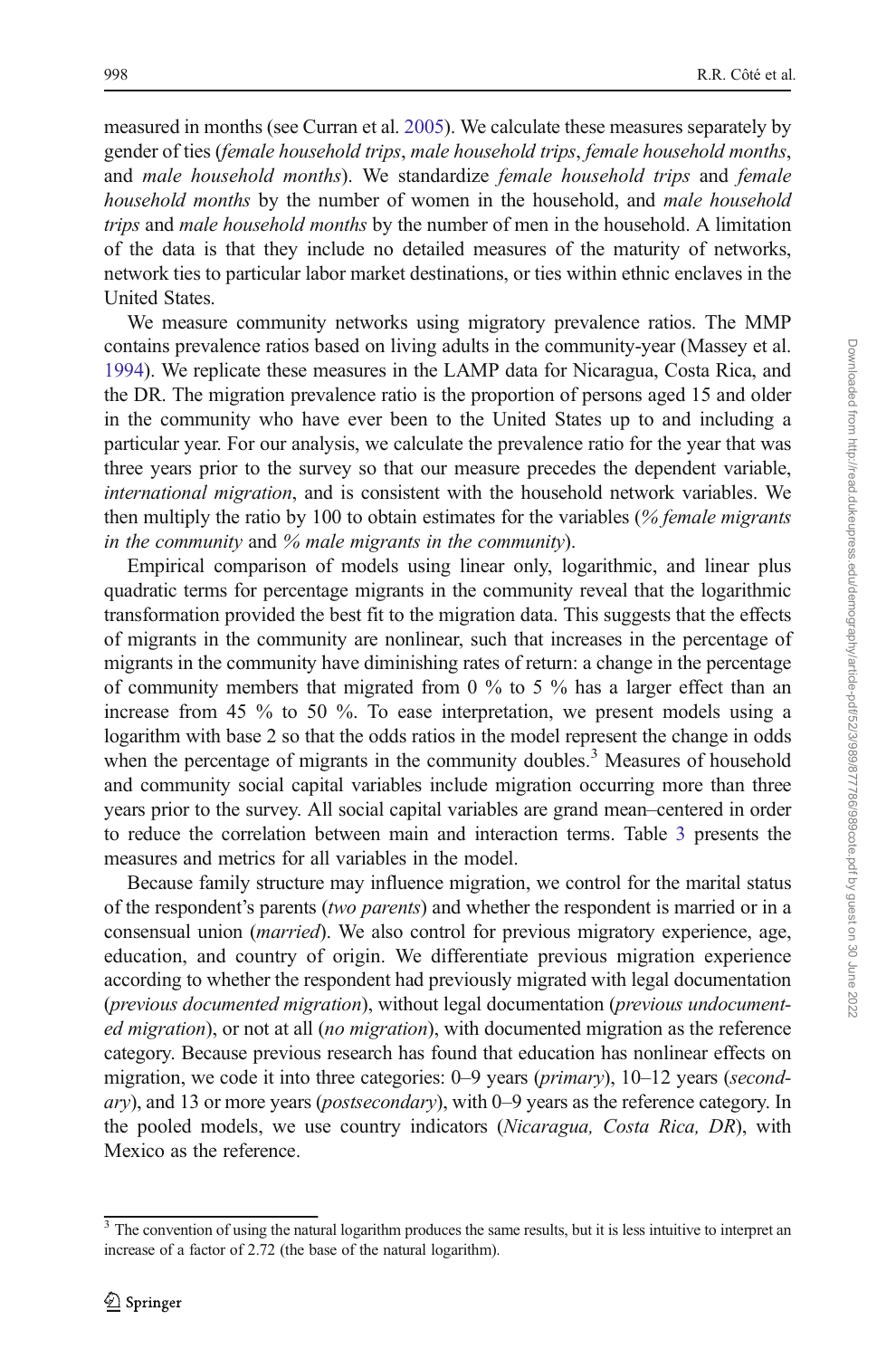measured in months (see Curran et al. 2005). We calculate these measures separately by gender of ties (*female household trips*, *male household trips*, *female household months*, and *male household months*). We standardize *female household trips* and *female household months* by the number of women in the household, and *male household trips* and *male household months* by the number of men in the household. A limitation of the data is that they include no detailed measures of the maturity of networks, network ties to particular labor market destinations, or ties within ethnic enclaves in the United States.

We measure community networks using migratory prevalence ratios. The MMP contains prevalence ratios based on living adults in the community-year (Massey et al. 1994). We replicate these measures in the LAMP data for Nicaragua, Costa Rica, and the DR. The migration prevalence ratio is the proportion of persons aged 15 and older in the community who have ever been to the United States up to and including a particular year. For our analysis, we calculate the prevalence ratio for the year that was three years prior to the survey so that our measure precedes the dependent variable, *international migration*, and is consistent with the household network variables. We then multiply the ratio by 100 to obtain estimates for the variables (*% female migrants in the community* and *% male migrants in the community*).

Empirical comparison of models using linear only, logarithmic, and linear plus quadratic terms for percentage migrants in the community reveal that the logarithmic transformation provided the best fit to the migration data. This suggests that the effects of migrants in the community are nonlinear, such that increases in the percentage of migrants in the community have diminishing rates of return: a change in the percentage of community members that migrated from 0 % to 5 % has a larger effect than an increase from 45 % to 50 %. To ease interpretation, we present models using a logarithm with base 2 so that the odds ratios in the model represent the change in odds when the percentage of migrants in the community doubles.[3] Measures of household and community social capital variables include migration occurring more than three years prior to the survey. All social capital variables are grand mean–centered in order to reduce the correlation between main and interaction terms. Table 3 presents the measures and metrics for all variables in the model.

Because family structure may influence migration, we control for the marital status of the respondent's parents (*two parents*) and whether the respondent is married or in a consensual union (*married*). We also control for previous migratory experience, age, education, and country of origin. We differentiate previous migration experience according to whether the respondent had previously migrated with legal documentation (*previous documented migration*), without legal documentation (*previous undocumented migration*), or not at all (*no migration*), with documented migration as the reference category. Because previous research has found that education has nonlinear effects on migration, we code it into three categories: 0–9 years (*primary*), 10–12 years (*secondary*), and 13 or more years (*postsecondary*), with 0–9 years as the reference category. In the pooled models, we use country indicators (*Nicaragua, Costa Rica, DR*), with Mexico as the reference.

---

[3] The convention of using the natural logarithm produces the same results, but it is less intuitive to interpret an increase of a factor of 2.72 (the base of the natural logarithm).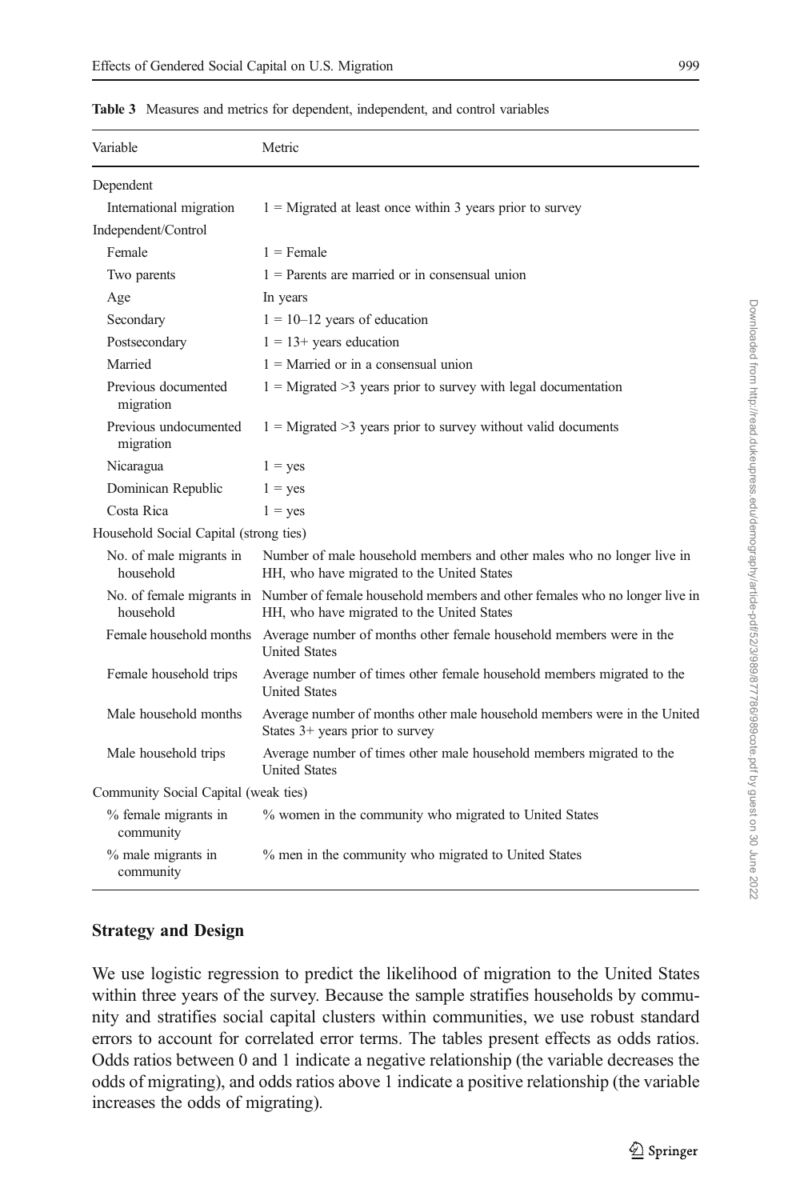**Table 3** Measures and metrics for dependent, independent, and control variables

| Variable | Metric |
|---|---|
| Dependent | |
| International migration | 1 = Migrated at least once within 3 years prior to survey |
| Independent/Control | |
| Female | 1 = Female |
| Two parents | 1 = Parents are married or in consensual union |
| Age | In years |
| Secondary | 1 = 10–12 years of education |
| Postsecondary | 1 = 13+ years education |
| Married | 1 = Married or in a consensual union |
| Previous documented migration | 1 = Migrated >3 years prior to survey with legal documentation |
| Previous undocumented migration | 1 = Migrated >3 years prior to survey without valid documents |
| Nicaragua | 1 = yes |
| Dominican Republic | 1 = yes |
| Costa Rica | 1 = yes |
| Household Social Capital (strong ties) | |
| No. of male migrants in household | Number of male household members and other males who no longer live in HH, who have migrated to the United States |
| No. of female migrants in household | Number of female household members and other females who no longer live in HH, who have migrated to the United States |
| Female household months | Average number of months other female household members were in the United States |
| Female household trips | Average number of times other female household members migrated to the United States |
| Male household months | Average number of months other male household members were in the United States 3+ years prior to survey |
| Male household trips | Average number of times other male household members migrated to the United States |
| Community Social Capital (weak ties) | |
| % female migrants in community | % women in the community who migrated to United States |
| % male migrants in community | % men in the community who migrated to United States |

## Strategy and Design

We use logistic regression to predict the likelihood of migration to the United States within three years of the survey. Because the sample stratifies households by community and stratifies social capital clusters within communities, we use robust standard errors to account for correlated error terms. The tables present effects as odds ratios. Odds ratios between 0 and 1 indicate a negative relationship (the variable decreases the odds of migrating), and odds ratios above 1 indicate a positive relationship (the variable increases the odds of migrating).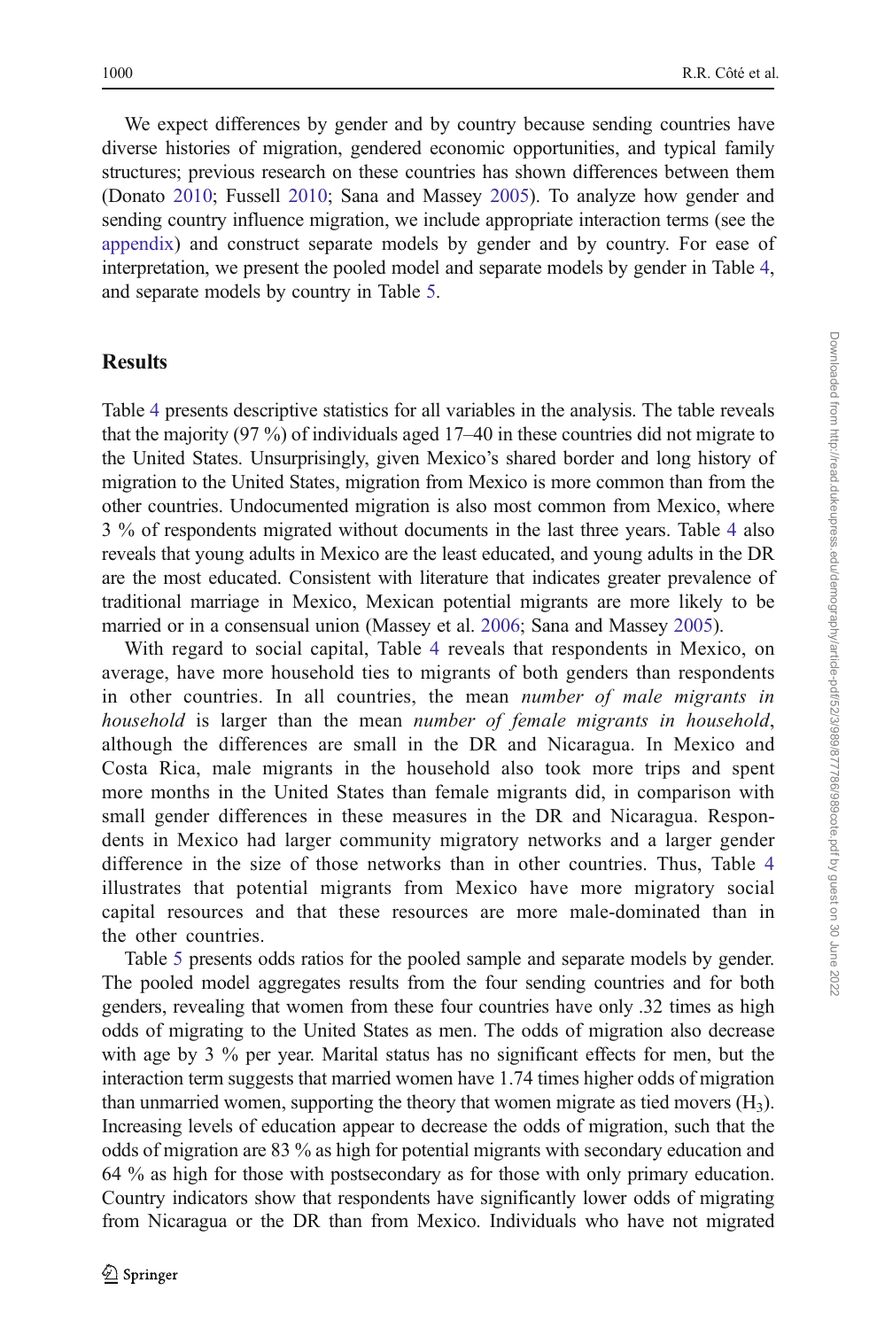We expect differences by gender and by country because sending countries have diverse histories of migration, gendered economic opportunities, and typical family structures; previous research on these countries has shown differences between them (Donato 2010; Fussell 2010; Sana and Massey 2005). To analyze how gender and sending country influence migration, we include appropriate interaction terms (see the appendix) and construct separate models by gender and by country. For ease of interpretation, we present the pooled model and separate models by gender in Table 4, and separate models by country in Table 5.

## Results

Table 4 presents descriptive statistics for all variables in the analysis. The table reveals that the majority (97 %) of individuals aged 17–40 in these countries did not migrate to the United States. Unsurprisingly, given Mexico's shared border and long history of migration to the United States, migration from Mexico is more common than from the other countries. Undocumented migration is also most common from Mexico, where 3 % of respondents migrated without documents in the last three years. Table 4 also reveals that young adults in Mexico are the least educated, and young adults in the DR are the most educated. Consistent with literature that indicates greater prevalence of traditional marriage in Mexico, Mexican potential migrants are more likely to be married or in a consensual union (Massey et al. 2006; Sana and Massey 2005).

With regard to social capital, Table 4 reveals that respondents in Mexico, on average, have more household ties to migrants of both genders than respondents in other countries. In all countries, the mean *number of male migrants in household* is larger than the mean *number of female migrants in household*, although the differences are small in the DR and Nicaragua. In Mexico and Costa Rica, male migrants in the household also took more trips and spent more months in the United States than female migrants did, in comparison with small gender differences in these measures in the DR and Nicaragua. Respondents in Mexico had larger community migratory networks and a larger gender difference in the size of those networks than in other countries. Thus, Table 4 illustrates that potential migrants from Mexico have more migratory social capital resources and that these resources are more male-dominated than in the other countries.

Table 5 presents odds ratios for the pooled sample and separate models by gender. The pooled model aggregates results from the four sending countries and for both genders, revealing that women from these four countries have only .32 times as high odds of migrating to the United States as men. The odds of migration also decrease with age by 3 % per year. Marital status has no significant effects for men, but the interaction term suggests that married women have 1.74 times higher odds of migration than unmarried women, supporting the theory that women migrate as tied movers ($H_3$). Increasing levels of education appear to decrease the odds of migration, such that the odds of migration are 83 % as high for potential migrants with secondary education and 64 % as high for those with postsecondary as for those with only primary education. Country indicators show that respondents have significantly lower odds of migrating from Nicaragua or the DR than from Mexico. Individuals who have not migrated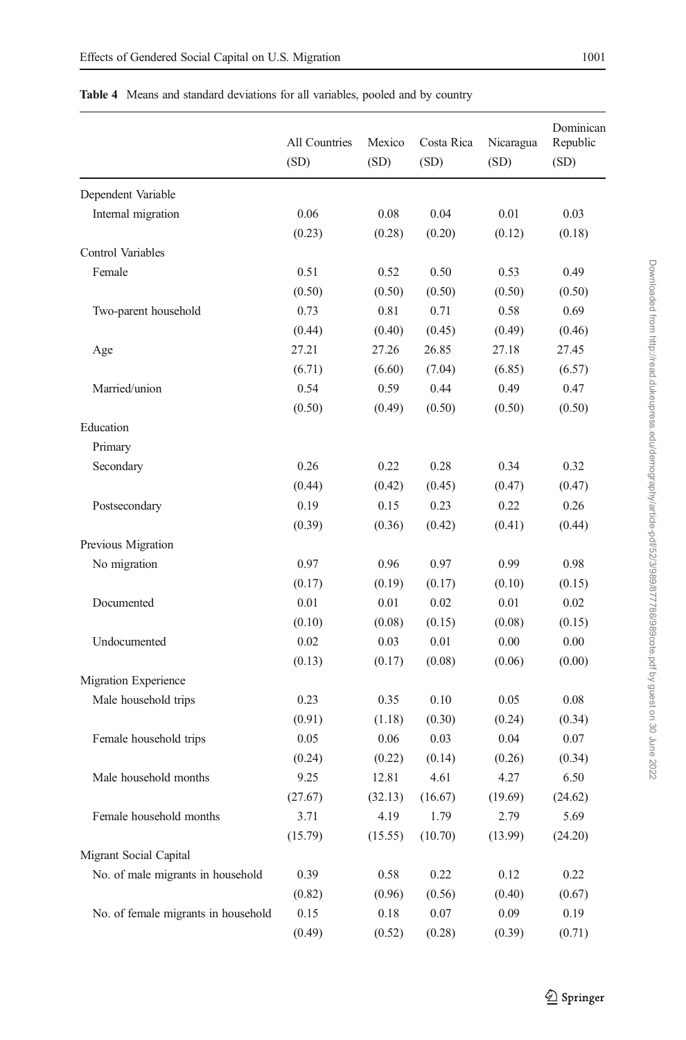**Table 4** Means and standard deviations for all variables, pooled and by country

| | All Countries (SD) | Mexico (SD) | Costa Rica (SD) | Nicaragua (SD) | Dominican Republic (SD) |
|---|---|---|---|---|---|
| Dependent Variable | | | | | |
| Internal migration | 0.06 | 0.08 | 0.04 | 0.01 | 0.03 |
| | (0.23) | (0.28) | (0.20) | (0.12) | (0.18) |
| Control Variables | | | | | |
| Female | 0.51 | 0.52 | 0.50 | 0.53 | 0.49 |
| | (0.50) | (0.50) | (0.50) | (0.50) | (0.50) |
| Two-parent household | 0.73 | 0.81 | 0.71 | 0.58 | 0.69 |
| | (0.44) | (0.40) | (0.45) | (0.49) | (0.46) |
| Age | 27.21 | 27.26 | 26.85 | 27.18 | 27.45 |
| | (6.71) | (6.60) | (7.04) | (6.85) | (6.57) |
| Married/union | 0.54 | 0.59 | 0.44 | 0.49 | 0.47 |
| | (0.50) | (0.49) | (0.50) | (0.50) | (0.50) |
| Education | | | | | |
| Primary | | | | | |
| Secondary | 0.26 | 0.22 | 0.28 | 0.34 | 0.32 |
| | (0.44) | (0.42) | (0.45) | (0.47) | (0.47) |
| Postsecondary | 0.19 | 0.15 | 0.23 | 0.22 | 0.26 |
| | (0.39) | (0.36) | (0.42) | (0.41) | (0.44) |
| Previous Migration | | | | | |
| No migration | 0.97 | 0.96 | 0.97 | 0.99 | 0.98 |
| | (0.17) | (0.19) | (0.17) | (0.10) | (0.15) |
| Documented | 0.01 | 0.01 | 0.02 | 0.01 | 0.02 |
| | (0.10) | (0.08) | (0.15) | (0.08) | (0.15) |
| Undocumented | 0.02 | 0.03 | 0.01 | 0.00 | 0.00 |
| | (0.13) | (0.17) | (0.08) | (0.06) | (0.00) |
| Migration Experience | | | | | |
| Male household trips | 0.23 | 0.35 | 0.10 | 0.05 | 0.08 |
| | (0.91) | (1.18) | (0.30) | (0.24) | (0.34) |
| Female household trips | 0.05 | 0.06 | 0.03 | 0.04 | 0.07 |
| | (0.24) | (0.22) | (0.14) | (0.26) | (0.34) |
| Male household months | 9.25 | 12.81 | 4.61 | 4.27 | 6.50 |
| | (27.67) | (32.13) | (16.67) | (19.69) | (24.62) |
| Female household months | 3.71 | 4.19 | 1.79 | 2.79 | 5.69 |
| | (15.79) | (15.55) | (10.70) | (13.99) | (24.20) |
| Migrant Social Capital | | | | | |
| No. of male migrants in household | 0.39 | 0.58 | 0.22 | 0.12 | 0.22 |
| | (0.82) | (0.96) | (0.56) | (0.40) | (0.67) |
| No. of female migrants in household | 0.15 | 0.18 | 0.07 | 0.09 | 0.19 |
| | (0.49) | (0.52) | (0.28) | (0.39) | (0.71) |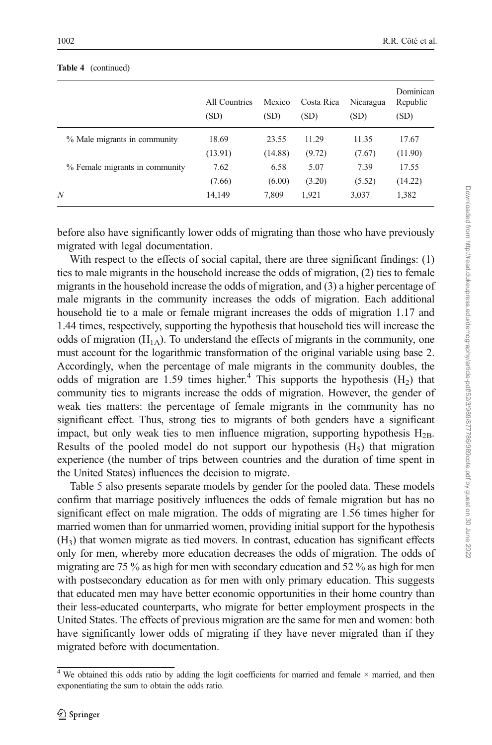**Table 4** (continued)

| | All Countries (SD) | Mexico (SD) | Costa Rica (SD) | Nicaragua (SD) | Dominican Republic (SD) |
|---|---|---|---|---|---|
| % Male migrants in community | 18.69 | 23.55 | 11.29 | 11.35 | 17.67 |
| | (13.91) | (14.88) | (9.72) | (7.67) | (11.90) |
| % Female migrants in community | 7.62 | 6.58 | 5.07 | 7.39 | 17.55 |
| | (7.66) | (6.00) | (3.20) | (5.52) | (14.22) |
| *N* | 14,149 | 7,809 | 1,921 | 3,037 | 1,382 |

before also have significantly lower odds of migrating than those who have previously migrated with legal documentation.

With respect to the effects of social capital, there are three significant findings: (1) ties to male migrants in the household increase the odds of migration, (2) ties to female migrants in the household increase the odds of migration, and (3) a higher percentage of male migrants in the community increases the odds of migration. Each additional household tie to a male or female migrant increases the odds of migration 1.17 and 1.44 times, respectively, supporting the hypothesis that household ties will increase the odds of migration ($H_{1A}$). To understand the effects of migrants in the community, one must account for the logarithmic transformation of the original variable using base 2. Accordingly, when the percentage of male migrants in the community doubles, the odds of migration are 1.59 times higher.[4] This supports the hypothesis ($H_2$) that community ties to migrants increase the odds of migration. However, the gender of weak ties matters: the percentage of female migrants in the community has no significant effect. Thus, strong ties to migrants of both genders have a significant impact, but only weak ties to men influence migration, supporting hypothesis $H_{2B}$. Results of the pooled model do not support our hypothesis ($H_5$) that migration experience (the number of trips between countries and the duration of time spent in the United States) influences the decision to migrate.

Table 5 also presents separate models by gender for the pooled data. These models confirm that marriage positively influences the odds of female migration but has no significant effect on male migration. The odds of migrating are 1.56 times higher for married women than for unmarried women, providing initial support for the hypothesis ($H_3$) that women migrate as tied movers. In contrast, education has significant effects only for men, whereby more education decreases the odds of migration. The odds of migrating are 75 % as high for men with secondary education and 52 % as high for men with postsecondary education as for men with only primary education. This suggests that educated men may have better economic opportunities in their home country than their less-educated counterparts, who migrate for better employment prospects in the United States. The effects of previous migration are the same for men and women: both have significantly lower odds of migrating if they have never migrated than if they migrated before with documentation.

[4] We obtained this odds ratio by adding the logit coefficients for married and female × married, and then exponentiating the sum to obtain the odds ratio.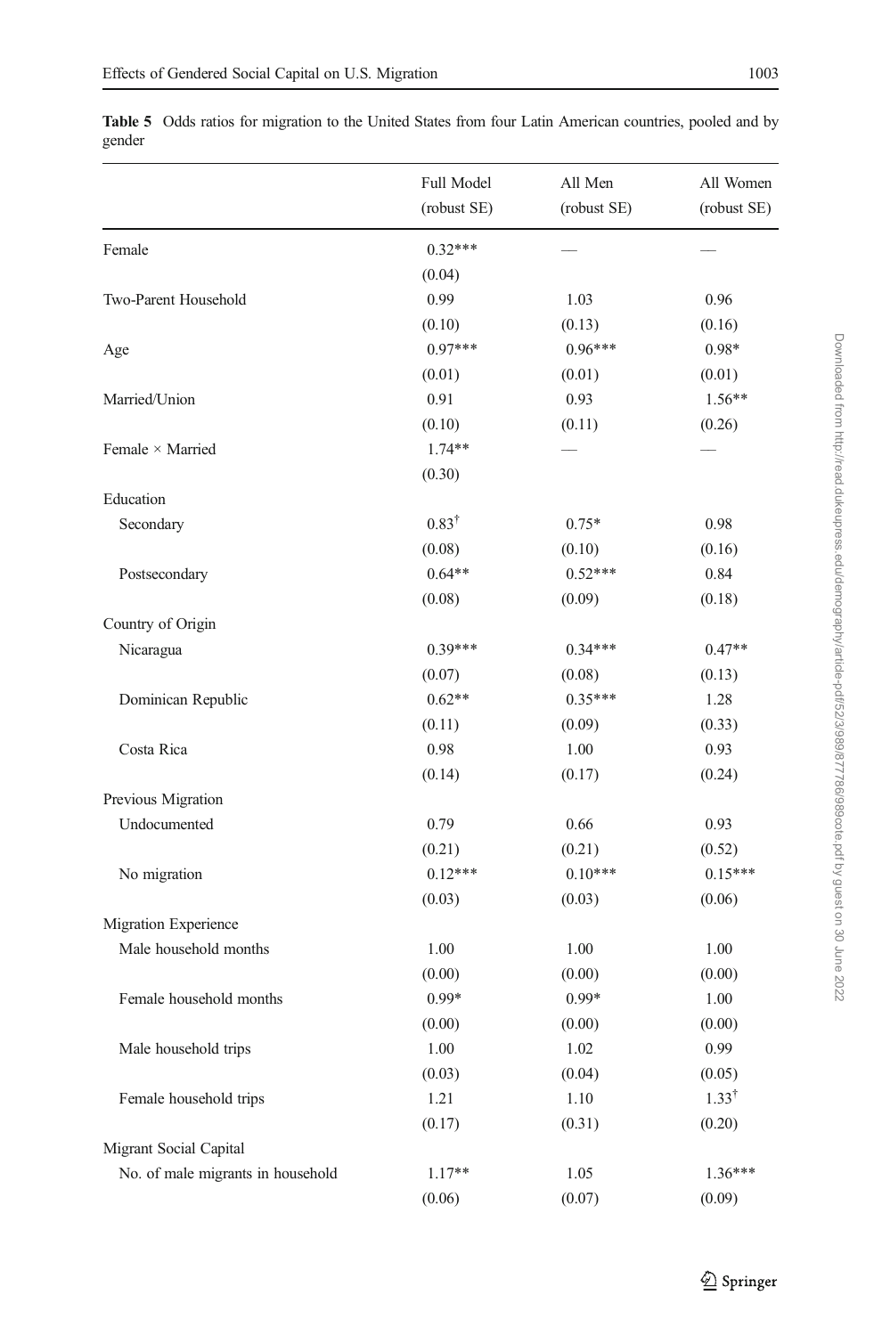**Table 5** Odds ratios for migration to the United States from four Latin American countries, pooled and by gender

| | Full Model (robust SE) | All Men (robust SE) | All Women (robust SE) |
|---|---|---|---|
| Female | 0.32*** | — | — |
| | (0.04) | | |
| Two-Parent Household | 0.99 | 1.03 | 0.96 |
| | (0.10) | (0.13) | (0.16) |
| Age | 0.97*** | 0.96*** | 0.98* |
| | (0.01) | (0.01) | (0.01) |
| Married/Union | 0.91 | 0.93 | 1.56** |
| | (0.10) | (0.11) | (0.26) |
| Female × Married | 1.74** | — | — |
| | (0.30) | | |
| Education | | | |
| Secondary | 0.83$^{\dagger}$ | 0.75* | 0.98 |
| | (0.08) | (0.10) | (0.16) |
| Postsecondary | 0.64** | 0.52*** | 0.84 |
| | (0.08) | (0.09) | (0.18) |
| Country of Origin | | | |
| Nicaragua | 0.39*** | 0.34*** | 0.47** |
| | (0.07) | (0.08) | (0.13) |
| Dominican Republic | 0.62** | 0.35*** | 1.28 |
| | (0.11) | (0.09) | (0.33) |
| Costa Rica | 0.98 | 1.00 | 0.93 |
| | (0.14) | (0.17) | (0.24) |
| Previous Migration | | | |
| Undocumented | 0.79 | 0.66 | 0.93 |
| | (0.21) | (0.21) | (0.52) |
| No migration | 0.12*** | 0.10*** | 0.15*** |
| | (0.03) | (0.03) | (0.06) |
| Migration Experience | | | |
| Male household months | 1.00 | 1.00 | 1.00 |
| | (0.00) | (0.00) | (0.00) |
| Female household months | 0.99* | 0.99* | 1.00 |
| | (0.00) | (0.00) | (0.00) |
| Male household trips | 1.00 | 1.02 | 0.99 |
| | (0.03) | (0.04) | (0.05) |
| Female household trips | 1.21 | 1.10 | 1.33$^{\dagger}$ |
| | (0.17) | (0.31) | (0.20) |
| Migrant Social Capital | | | |
| No. of male migrants in household | 1.17** | 1.05 | 1.36*** |
| | (0.06) | (0.07) | (0.09) |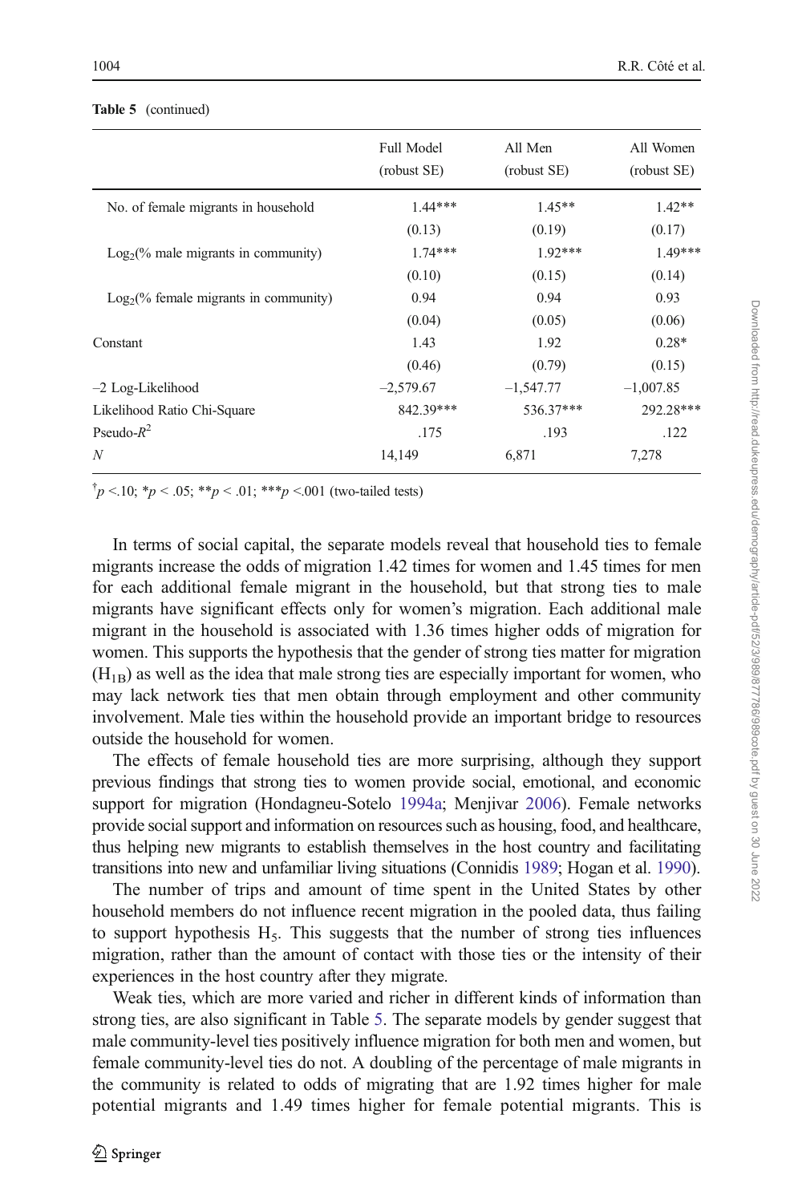**Table 5** (continued)

| | Full Model (robust SE) | All Men (robust SE) | All Women (robust SE) |
|---|---|---|---|
| No. of female migrants in household | 1.44*** | 1.45** | 1.42** |
| | (0.13) | (0.19) | (0.17) |
| $Log_2$(% male migrants in community) | 1.74*** | 1.92*** | 1.49*** |
| | (0.10) | (0.15) | (0.14) |
| $Log_2$(% female migrants in community) | 0.94 | 0.94 | 0.93 |
| | (0.04) | (0.05) | (0.06) |
| Constant | 1.43 | 1.92 | 0.28* |
| | (0.46) | (0.79) | (0.15) |
| –2 Log-Likelihood | –2,579.67 | –1,547.77 | –1,007.85 |
| Likelihood Ratio Chi-Square | 842.39*** | 536.37*** | 292.28*** |
| Pseudo-$R^2$ | .175 | .193 | .122 |
| *N* | 14,149 | 6,871 | 7,278 |

†$p < .10$; *$p < .05$; **$p < .01$; ***$p < .001$ (two-tailed tests)

In terms of social capital, the separate models reveal that household ties to female migrants increase the odds of migration 1.42 times for women and 1.45 times for men for each additional female migrant in the household, but that strong ties to male migrants have significant effects only for women's migration. Each additional male migrant in the household is associated with 1.36 times higher odds of migration for women. This supports the hypothesis that the gender of strong ties matter for migration ($H_{1B}$) as well as the idea that male strong ties are especially important for women, who may lack network ties that men obtain through employment and other community involvement. Male ties within the household provide an important bridge to resources outside the household for women.

The effects of female household ties are more surprising, although they support previous findings that strong ties to women provide social, emotional, and economic support for migration (Hondagneu-Sotelo 1994a; Menjívar 2006). Female networks provide social support and information on resources such as housing, food, and healthcare, thus helping new migrants to establish themselves in the host country and facilitating transitions into new and unfamiliar living situations (Connidis 1989; Hogan et al. 1990).

The number of trips and amount of time spent in the United States by other household members do not influence recent migration in the pooled data, thus failing to support hypothesis $H_5$. This suggests that the number of strong ties influences migration, rather than the amount of contact with those ties or the intensity of their experiences in the host country after they migrate.

Weak ties, which are more varied and richer in different kinds of information than strong ties, are also significant in Table 5. The separate models by gender suggest that male community-level ties positively influence migration for both men and women, but female community-level ties do not. A doubling of the percentage of male migrants in the community is related to odds of migrating that are 1.92 times higher for male potential migrants and 1.49 times higher for female potential migrants. This is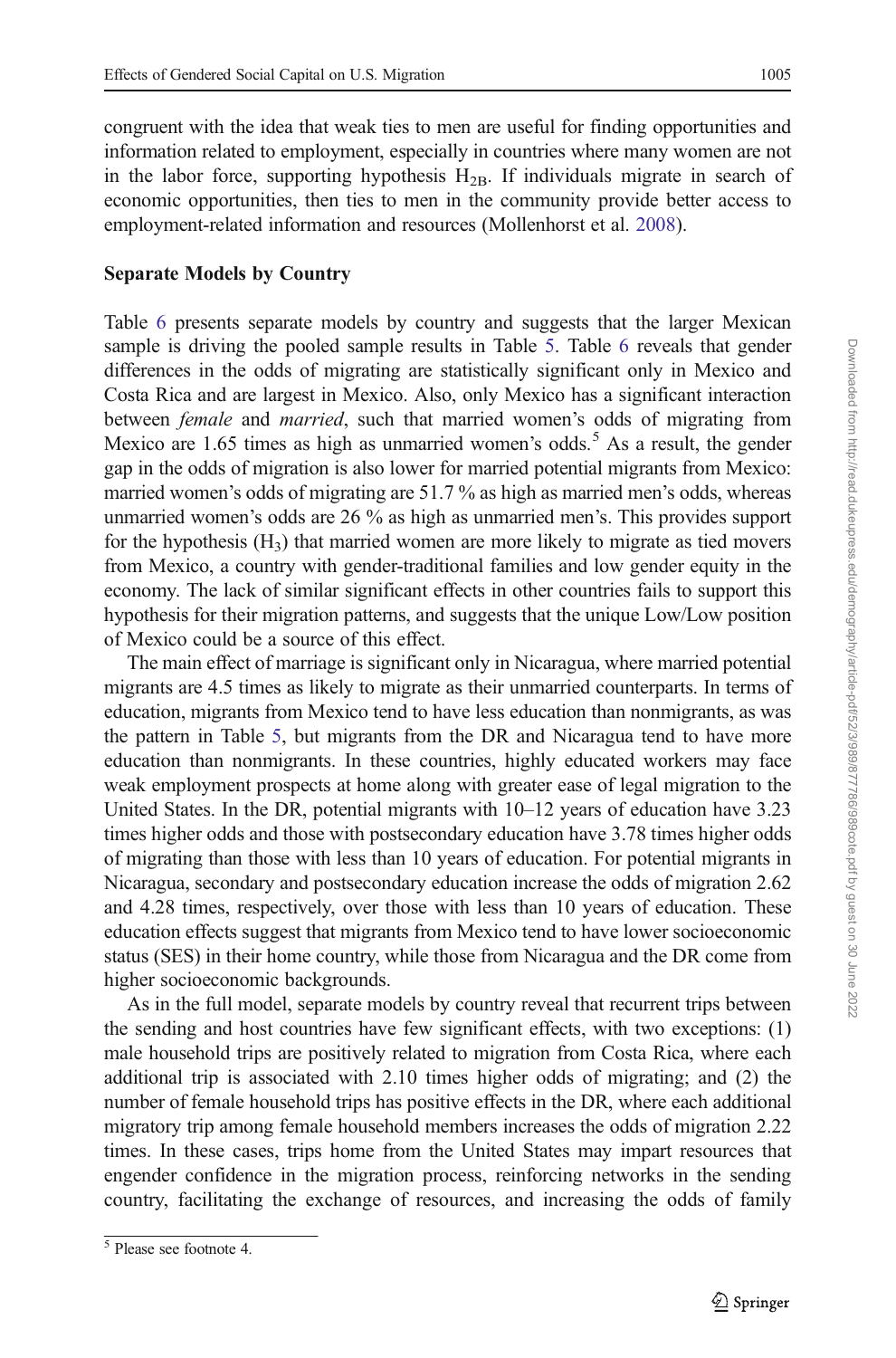congruent with the idea that weak ties to men are useful for finding opportunities and information related to employment, especially in countries where many women are not in the labor force, supporting hypothesis $H_{2B}$. If individuals migrate in search of economic opportunities, then ties to men in the community provide better access to employment-related information and resources (Mollenhorst et al. 2008).

### Separate Models by Country

Table 6 presents separate models by country and suggests that the larger Mexican sample is driving the pooled sample results in Table 5. Table 6 reveals that gender differences in the odds of migrating are statistically significant only in Mexico and Costa Rica and are largest in Mexico. Also, only Mexico has a significant interaction between *female* and *married*, such that married women's odds of migrating from Mexico are 1.65 times as high as unmarried women's odds.[5] As a result, the gender gap in the odds of migration is also lower for married potential migrants from Mexico: married women's odds of migrating are 51.7 % as high as married men's odds, whereas unmarried women's odds are 26 % as high as unmarried men's. This provides support for the hypothesis ($H_3$) that married women are more likely to migrate as tied movers from Mexico, a country with gender-traditional families and low gender equity in the economy. The lack of similar significant effects in other countries fails to support this hypothesis for their migration patterns, and suggests that the unique Low/Low position of Mexico could be a source of this effect.

The main effect of marriage is significant only in Nicaragua, where married potential migrants are 4.5 times as likely to migrate as their unmarried counterparts. In terms of education, migrants from Mexico tend to have less education than nonmigrants, as was the pattern in Table 5, but migrants from the DR and Nicaragua tend to have more education than nonmigrants. In these countries, highly educated workers may face weak employment prospects at home along with greater ease of legal migration to the United States. In the DR, potential migrants with 10–12 years of education have 3.23 times higher odds and those with postsecondary education have 3.78 times higher odds of migrating than those with less than 10 years of education. For potential migrants in Nicaragua, secondary and postsecondary education increase the odds of migration 2.62 and 4.28 times, respectively, over those with less than 10 years of education. These education effects suggest that migrants from Mexico tend to have lower socioeconomic status (SES) in their home country, while those from Nicaragua and the DR come from higher socioeconomic backgrounds.

As in the full model, separate models by country reveal that recurrent trips between the sending and host countries have few significant effects, with two exceptions: (1) male household trips are positively related to migration from Costa Rica, where each additional trip is associated with 2.10 times higher odds of migrating; and (2) the number of female household trips has positive effects in the DR, where each additional migratory trip among female household members increases the odds of migration 2.22 times. In these cases, trips home from the United States may impart resources that engender confidence in the migration process, reinforcing networks in the sending country, facilitating the exchange of resources, and increasing the odds of family

[5] Please see footnote 4.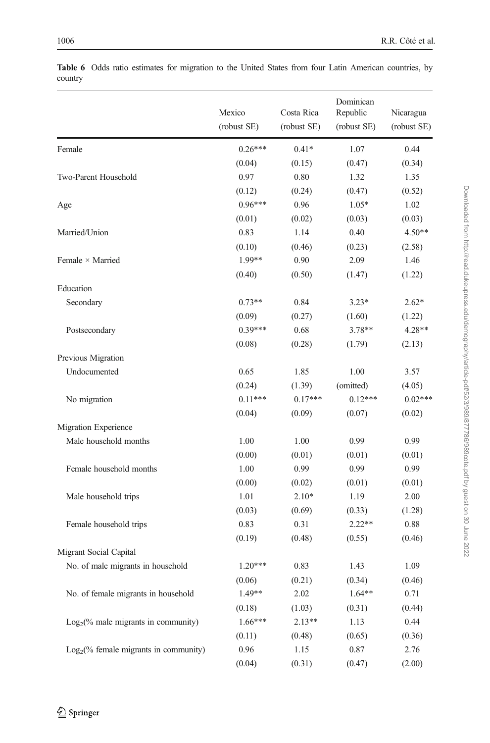**Table 6** Odds ratio estimates for migration to the United States from four Latin American countries, by country

| | Mexico (robust SE) | Costa Rica (robust SE) | Dominican Republic (robust SE) | Nicaragua (robust SE) |
|---|---|---|---|---|
| Female | 0.26*** | 0.41* | 1.07 | 0.44 |
| | (0.04) | (0.15) | (0.47) | (0.34) |
| Two-Parent Household | 0.97 | 0.80 | 1.32 | 1.35 |
| | (0.12) | (0.24) | (0.47) | (0.52) |
| Age | 0.96*** | 0.96 | 1.05* | 1.02 |
| | (0.01) | (0.02) | (0.03) | (0.03) |
| Married/Union | 0.83 | 1.14 | 0.40 | 4.50** |
| | (0.10) | (0.46) | (0.23) | (2.58) |
| Female × Married | 1.99** | 0.90 | 2.09 | 1.46 |
| | (0.40) | (0.50) | (1.47) | (1.22) |
| Education | | | | |
| Secondary | 0.73** | 0.84 | 3.23* | 2.62* |
| | (0.09) | (0.27) | (1.60) | (1.22) |
| Postsecondary | 0.39*** | 0.68 | 3.78** | 4.28** |
| | (0.08) | (0.28) | (1.79) | (2.13) |
| Previous Migration | | | | |
| Undocumented | 0.65 | 1.85 | 1.00 | 3.57 |
| | (0.24) | (1.39) | (omitted) | (4.05) |
| No migration | 0.11*** | 0.17*** | 0.12*** | 0.02*** |
| | (0.04) | (0.09) | (0.07) | (0.02) |
| Migration Experience | | | | |
| Male household months | 1.00 | 1.00 | 0.99 | 0.99 |
| | (0.00) | (0.01) | (0.01) | (0.01) |
| Female household months | 1.00 | 0.99 | 0.99 | 0.99 |
| | (0.00) | (0.02) | (0.01) | (0.01) |
| Male household trips | 1.01 | 2.10* | 1.19 | 2.00 |
| | (0.03) | (0.69) | (0.33) | (1.28) |
| Female household trips | 0.83 | 0.31 | 2.22** | 0.88 |
| | (0.19) | (0.48) | (0.55) | (0.46) |
| Migrant Social Capital | | | | |
| No. of male migrants in household | 1.20*** | 0.83 | 1.43 | 1.09 |
| | (0.06) | (0.21) | (0.34) | (0.46) |
| No. of female migrants in household | 1.49** | 2.02 | 1.64** | 0.71 |
| | (0.18) | (1.03) | (0.31) | (0.44) |
| $\text{Log}_2$(% male migrants in community) | 1.66*** | 2.13** | 1.13 | 0.44 |
| | (0.11) | (0.48) | (0.65) | (0.36) |
| $\text{Log}_2$(% female migrants in community) | 0.96 | 1.15 | 0.87 | 2.76 |
| | (0.04) | (0.31) | (0.47) | (2.00) |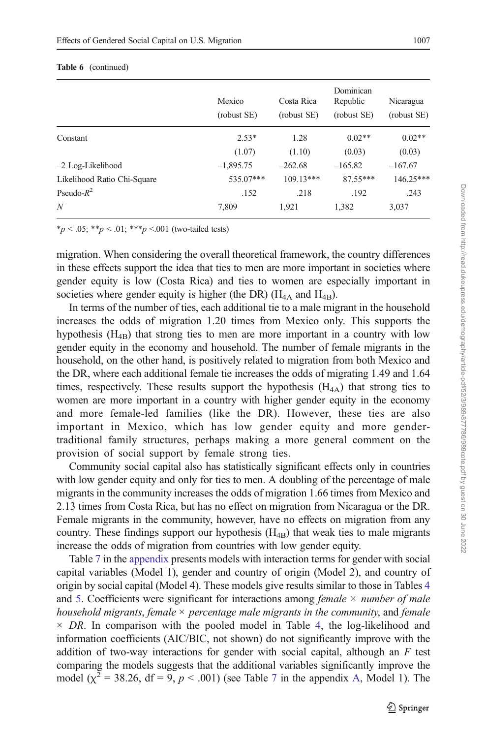**Table 6** (continued)

| | Mexico (robust SE) | Costa Rica (robust SE) | Dominican Republic (robust SE) | Nicaragua (robust SE) |
|---|---|---|---|---|
| Constant | 2.53* | 1.28 | 0.02** | 0.02** |
| | (1.07) | (1.10) | (0.03) | (0.03) |
| –2 Log-Likelihood | –1,895.75 | –262.68 | –165.82 | –167.67 |
| Likelihood Ratio Chi-Square | 535.07*** | 109.13*** | 87.55*** | 146.25*** |
| Pseudo-$R^2$ | .152 | .218 | .192 | .243 |
| $N$ | 7,809 | 1,921 | 1,382 | 3,037 |

*$p < .05$; **$p < .01$; ***$p < .001$ (two-tailed tests)

migration. When considering the overall theoretical framework, the country differences in these effects support the idea that ties to men are more important in societies where gender equity is low (Costa Rica) and ties to women are especially important in societies where gender equity is higher (the DR) ($H_{4A}$ and $H_{4B}$).

In terms of the number of ties, each additional tie to a male migrant in the household increases the odds of migration 1.20 times from Mexico only. This supports the hypothesis ($H_{4B}$) that strong ties to men are more important in a country with low gender equity in the economy and household. The number of female migrants in the household, on the other hand, is positively related to migration from both Mexico and the DR, where each additional female tie increases the odds of migrating 1.49 and 1.64 times, respectively. These results support the hypothesis ($H_{4A}$) that strong ties to women are more important in a country with higher gender equity in the economy and more female-led families (like the DR). However, these ties are also important in Mexico, which has low gender equity and more gender-traditional family structures, perhaps making a more general comment on the provision of social support by female strong ties.

Community social capital also has statistically significant effects only in countries with low gender equity and only for ties to men. A doubling of the percentage of male migrants in the community increases the odds of migration 1.66 times from Mexico and 2.13 times from Costa Rica, but has no effect on migration from Nicaragua or the DR. Female migrants in the community, however, have no effects on migration from any country. These findings support our hypothesis ($H_{4B}$) that weak ties to male migrants increase the odds of migration from countries with low gender equity.

Table 7 in the appendix presents models with interaction terms for gender with social capital variables (Model 1), gender and country of origin (Model 2), and country of origin by social capital (Model 4). These models give results similar to those in Tables 4 and 5. Coefficients were significant for interactions among *female × number of male household migrants*, *female × percentage male migrants in the community*, and *female × DR*. In comparison with the pooled model in Table 4, the log-likelihood and information coefficients (AIC/BIC, not shown) do not significantly improve with the addition of two-way interactions for gender with social capital, although an $F$ test comparing the models suggests that the additional variables significantly improve the model ($\chi^2 = 38.26$, df = 9, $p < .001$) (see Table 7 in the appendix A, Model 1). The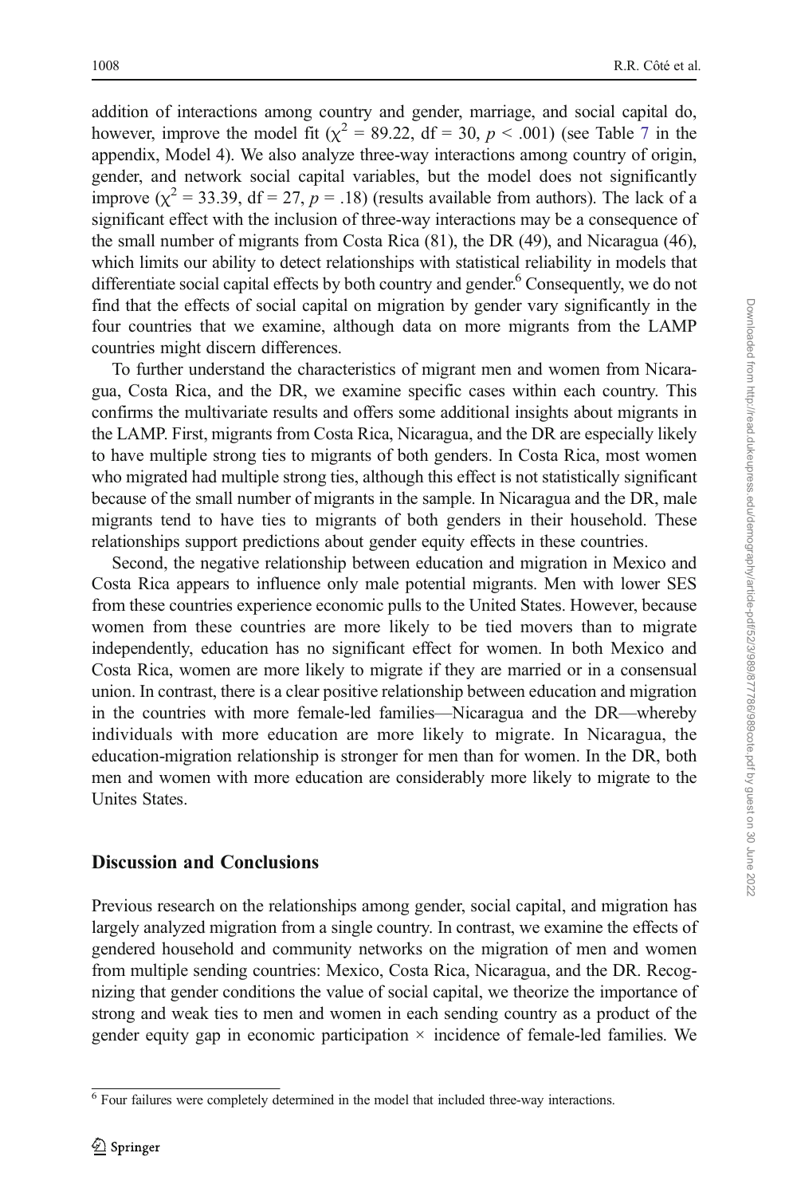addition of interactions among country and gender, marriage, and social capital do, however, improve the model fit ($\chi^2$ = 89.22, df = 30, $p$ < .001) (see Table 7 in the appendix, Model 4). We also analyze three-way interactions among country of origin, gender, and network social capital variables, but the model does not significantly improve ($\chi^2$ = 33.39, df = 27, $p$ = .18) (results available from authors). The lack of a significant effect with the inclusion of three-way interactions may be a consequence of the small number of migrants from Costa Rica (81), the DR (49), and Nicaragua (46), which limits our ability to detect relationships with statistical reliability in models that differentiate social capital effects by both country and gender.[6] Consequently, we do not find that the effects of social capital on migration by gender vary significantly in the four countries that we examine, although data on more migrants from the LAMP countries might discern differences.

To further understand the characteristics of migrant men and women from Nicaragua, Costa Rica, and the DR, we examine specific cases within each country. This confirms the multivariate results and offers some additional insights about migrants in the LAMP. First, migrants from Costa Rica, Nicaragua, and the DR are especially likely to have multiple strong ties to migrants of both genders. In Costa Rica, most women who migrated had multiple strong ties, although this effect is not statistically significant because of the small number of migrants in the sample. In Nicaragua and the DR, male migrants tend to have ties to migrants of both genders in their household. These relationships support predictions about gender equity effects in these countries.

Second, the negative relationship between education and migration in Mexico and Costa Rica appears to influence only male potential migrants. Men with lower SES from these countries experience economic pulls to the United States. However, because women from these countries are more likely to be tied movers than to migrate independently, education has no significant effect for women. In both Mexico and Costa Rica, women are more likely to migrate if they are married or in a consensual union. In contrast, there is a clear positive relationship between education and migration in the countries with more female-led families—Nicaragua and the DR—whereby individuals with more education are more likely to migrate. In Nicaragua, the education-migration relationship is stronger for men than for women. In the DR, both men and women with more education are considerably more likely to migrate to the Unites States.

## Discussion and Conclusions

Previous research on the relationships among gender, social capital, and migration has largely analyzed migration from a single country. In contrast, we examine the effects of gendered household and community networks on the migration of men and women from multiple sending countries: Mexico, Costa Rica, Nicaragua, and the DR. Recognizing that gender conditions the value of social capital, we theorize the importance of strong and weak ties to men and women in each sending country as a product of the gender equity gap in economic participation × incidence of female-led families. We

[6] Four failures were completely determined in the model that included three-way interactions.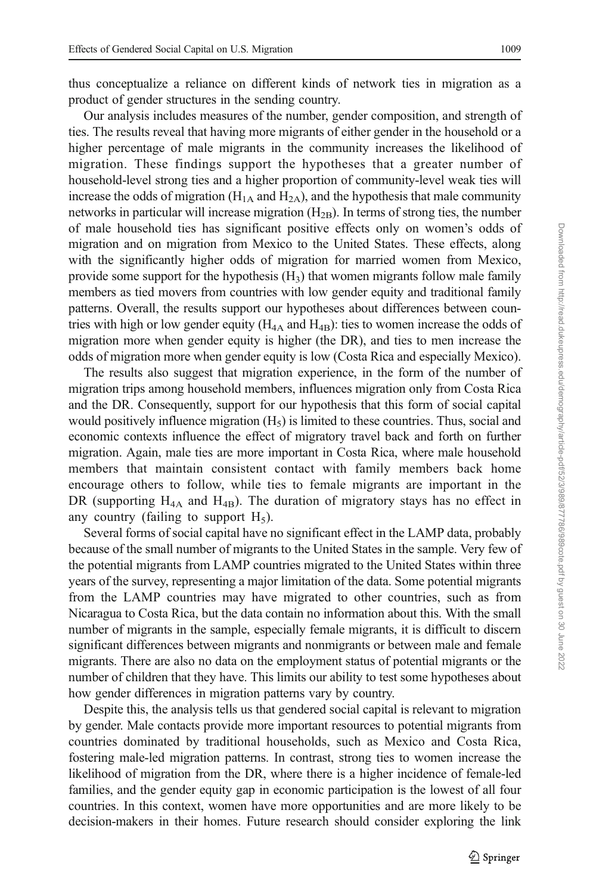thus conceptualize a reliance on different kinds of network ties in migration as a product of gender structures in the sending country.

Our analysis includes measures of the number, gender composition, and strength of ties. The results reveal that having more migrants of either gender in the household or a higher percentage of male migrants in the community increases the likelihood of migration. These findings support the hypotheses that a greater number of household-level strong ties and a higher proportion of community-level weak ties will increase the odds of migration ($H_{1A}$ and $H_{2A}$), and the hypothesis that male community networks in particular will increase migration ($H_{2B}$). In terms of strong ties, the number of male household ties has significant positive effects only on women's odds of migration and on migration from Mexico to the United States. These effects, along with the significantly higher odds of migration for married women from Mexico, provide some support for the hypothesis ($H_3$) that women migrants follow male family members as tied movers from countries with low gender equity and traditional family patterns. Overall, the results support our hypotheses about differences between countries with high or low gender equity ($H_{4A}$ and $H_{4B}$): ties to women increase the odds of migration more when gender equity is higher (the DR), and ties to men increase the odds of migration more when gender equity is low (Costa Rica and especially Mexico).

The results also suggest that migration experience, in the form of the number of migration trips among household members, influences migration only from Costa Rica and the DR. Consequently, support for our hypothesis that this form of social capital would positively influence migration ($H_5$) is limited to these countries. Thus, social and economic contexts influence the effect of migratory travel back and forth on further migration. Again, male ties are more important in Costa Rica, where male household members that maintain consistent contact with family members back home encourage others to follow, while ties to female migrants are important in the DR (supporting $H_{4A}$ and $H_{4B}$). The duration of migratory stays has no effect in any country (failing to support $H_5$).

Several forms of social capital have no significant effect in the LAMP data, probably because of the small number of migrants to the United States in the sample. Very few of the potential migrants from LAMP countries migrated to the United States within three years of the survey, representing a major limitation of the data. Some potential migrants from the LAMP countries may have migrated to other countries, such as from Nicaragua to Costa Rica, but the data contain no information about this. With the small number of migrants in the sample, especially female migrants, it is difficult to discern significant differences between migrants and nonmigrants or between male and female migrants. There are also no data on the employment status of potential migrants or the number of children that they have. This limits our ability to test some hypotheses about how gender differences in migration patterns vary by country.

Despite this, the analysis tells us that gendered social capital is relevant to migration by gender. Male contacts provide more important resources to potential migrants from countries dominated by traditional households, such as Mexico and Costa Rica, fostering male-led migration patterns. In contrast, strong ties to women increase the likelihood of migration from the DR, where there is a higher incidence of female-led families, and the gender equity gap in economic participation is the lowest of all four countries. In this context, women have more opportunities and are more likely to be decision-makers in their homes. Future research should consider exploring the link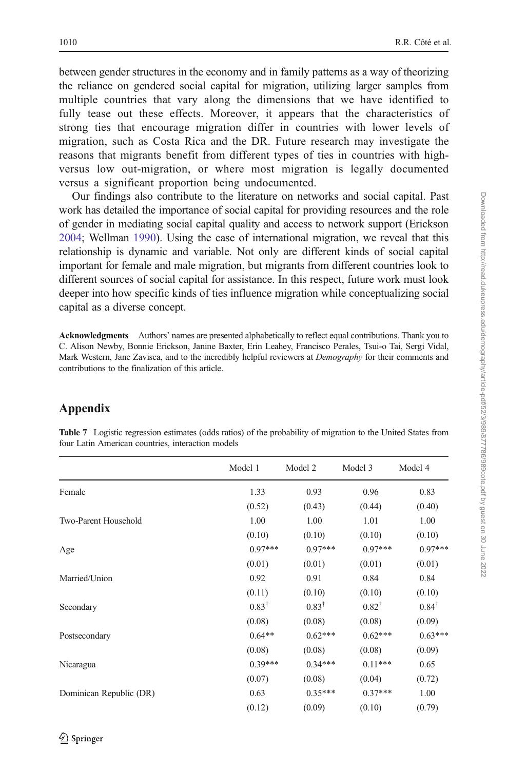between gender structures in the economy and in family patterns as a way of theorizing the reliance on gendered social capital for migration, utilizing larger samples from multiple countries that vary along the dimensions that we have identified to fully tease out these effects. Moreover, it appears that the characteristics of strong ties that encourage migration differ in countries with lower levels of migration, such as Costa Rica and the DR. Future research may investigate the reasons that migrants benefit from different types of ties in countries with high-versus low out-migration, or where most migration is legally documented versus a significant proportion being undocumented.

Our findings also contribute to the literature on networks and social capital. Past work has detailed the importance of social capital for providing resources and the role of gender in mediating social capital quality and access to network support (Erickson 2004; Wellman 1990). Using the case of international migration, we reveal that this relationship is dynamic and variable. Not only are different kinds of social capital important for female and male migration, but migrants from different countries look to different sources of social capital for assistance. In this respect, future work must look deeper into how specific kinds of ties influence migration while conceptualizing social capital as a diverse concept.

**Acknowledgments** Authors' names are presented alphabetically to reflect equal contributions. Thank you to C. Alison Newby, Bonnie Erickson, Janine Baxter, Erin Leahey, Francisco Perales, Tsui-o Tai, Sergi Vidal, Mark Western, Jane Zavisca, and to the incredibly helpful reviewers at *Demography* for their comments and contributions to the finalization of this article.

## Appendix

**Table 7** Logistic regression estimates (odds ratios) of the probability of migration to the United States from four Latin American countries, interaction models

| | Model 1 | Model 2 | Model 3 | Model 4 |
|---|---|---|---|---|
| Female | 1.33 | 0.93 | 0.96 | 0.83 |
| | (0.52) | (0.43) | (0.44) | (0.40) |
| Two-Parent Household | 1.00 | 1.00 | 1.01 | 1.00 |
| | (0.10) | (0.10) | (0.10) | (0.10) |
| Age | 0.97*** | 0.97*** | 0.97*** | 0.97*** |
| | (0.01) | (0.01) | (0.01) | (0.01) |
| Married/Union | 0.92 | 0.91 | 0.84 | 0.84 |
| | (0.11) | (0.10) | (0.10) | (0.10) |
| Secondary | 0.83† | 0.83† | 0.82† | 0.84† |
| | (0.08) | (0.08) | (0.08) | (0.09) |
| Postsecondary | 0.64** | 0.62*** | 0.62*** | 0.63*** |
| | (0.08) | (0.08) | (0.08) | (0.09) |
| Nicaragua | 0.39*** | 0.34*** | 0.11*** | 0.65 |
| | (0.07) | (0.08) | (0.04) | (0.72) |
| Dominican Republic (DR) | 0.63 | 0.35*** | 0.37*** | 1.00 |
| | (0.12) | (0.09) | (0.10) | (0.79) |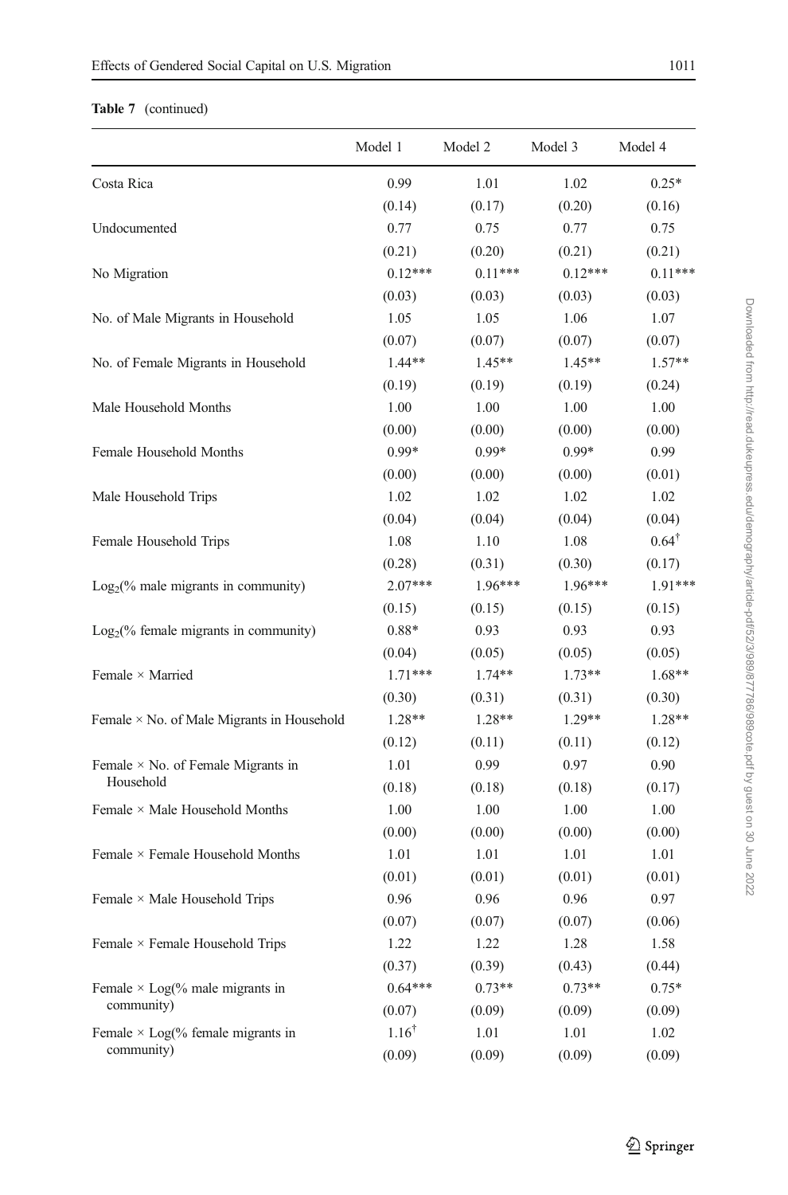**Table 7** (continued)

| | Model 1 | Model 2 | Model 3 | Model 4 |
|---|---|---|---|---|
| Costa Rica | 0.99 | 1.01 | 1.02 | 0.25* |
| | (0.14) | (0.17) | (0.20) | (0.16) |
| Undocumented | 0.77 | 0.75 | 0.77 | 0.75 |
| | (0.21) | (0.20) | (0.21) | (0.21) |
| No Migration | 0.12*** | 0.11*** | 0.12*** | 0.11*** |
| | (0.03) | (0.03) | (0.03) | (0.03) |
| No. of Male Migrants in Household | 1.05 | 1.05 | 1.06 | 1.07 |
| | (0.07) | (0.07) | (0.07) | (0.07) |
| No. of Female Migrants in Household | 1.44** | 1.45** | 1.45** | 1.57** |
| | (0.19) | (0.19) | (0.19) | (0.24) |
| Male Household Months | 1.00 | 1.00 | 1.00 | 1.00 |
| | (0.00) | (0.00) | (0.00) | (0.00) |
| Female Household Months | 0.99* | 0.99* | 0.99* | 0.99 |
| | (0.00) | (0.00) | (0.00) | (0.01) |
| Male Household Trips | 1.02 | 1.02 | 1.02 | 1.02 |
| | (0.04) | (0.04) | (0.04) | (0.04) |
| Female Household Trips | 1.08 | 1.10 | 1.08 | 0.64$^{\dagger}$ |
| | (0.28) | (0.31) | (0.30) | (0.17) |
| $\text{Log}_2$(% male migrants in community) | 2.07*** | 1.96*** | 1.96*** | 1.91*** |
| | (0.15) | (0.15) | (0.15) | (0.15) |
| $\text{Log}_2$(% female migrants in community) | 0.88* | 0.93 | 0.93 | 0.93 |
| | (0.04) | (0.05) | (0.05) | (0.05) |
| Female × Married | 1.71*** | 1.74** | 1.73** | 1.68** |
| | (0.30) | (0.31) | (0.31) | (0.30) |
| Female × No. of Male Migrants in Household | 1.28** | 1.28** | 1.29** | 1.28** |
| | (0.12) | (0.11) | (0.11) | (0.12) |
| Female × No. of Female Migrants in Household | 1.01 | 0.99 | 0.97 | 0.90 |
| | (0.18) | (0.18) | (0.18) | (0.17) |
| Female × Male Household Months | 1.00 | 1.00 | 1.00 | 1.00 |
| | (0.00) | (0.00) | (0.00) | (0.00) |
| Female × Female Household Months | 1.01 | 1.01 | 1.01 | 1.01 |
| | (0.01) | (0.01) | (0.01) | (0.01) |
| Female × Male Household Trips | 0.96 | 0.96 | 0.96 | 0.97 |
| | (0.07) | (0.07) | (0.07) | (0.06) |
| Female × Female Household Trips | 1.22 | 1.22 | 1.28 | 1.58 |
| | (0.37) | (0.39) | (0.43) | (0.44) |
| Female × Log(% male migrants in community) | 0.64*** | 0.73** | 0.73** | 0.75* |
| | (0.07) | (0.09) | (0.09) | (0.09) |
| Female × Log(% female migrants in community) | 1.16$^{\dagger}$ | 1.01 | 1.01 | 1.02 |
| | (0.09) | (0.09) | (0.09) | (0.09) |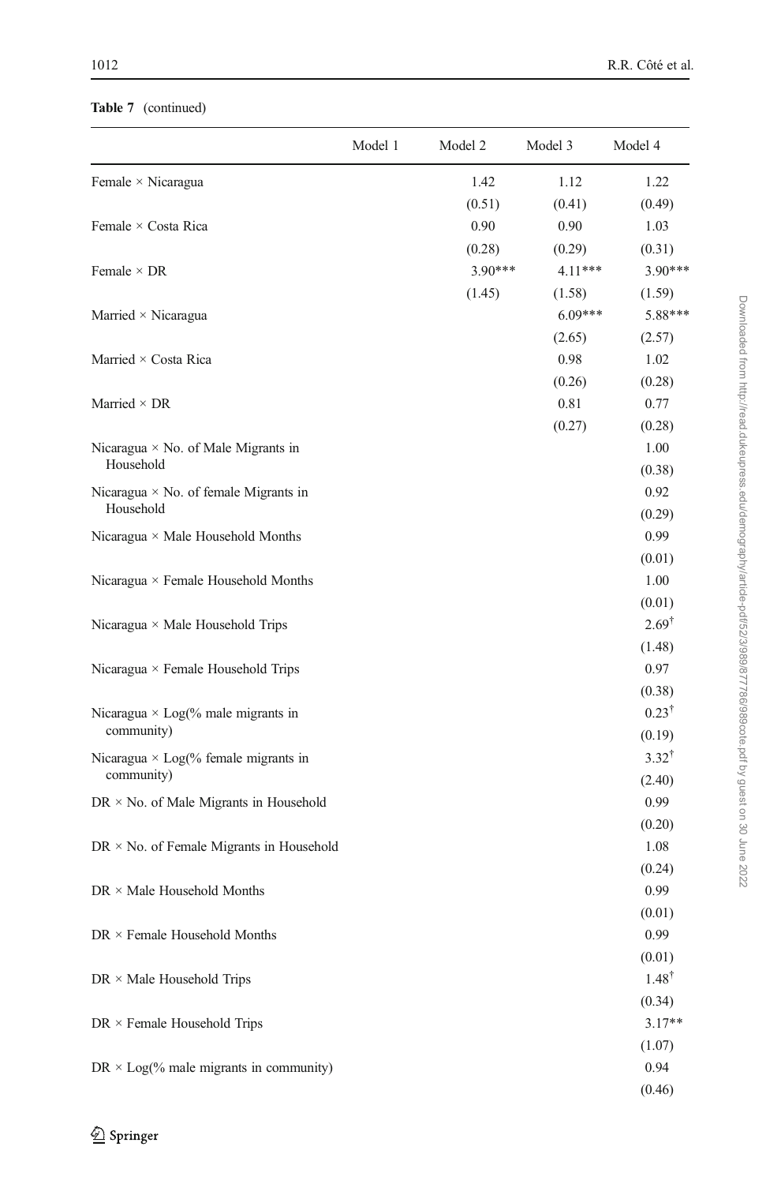**Table 7** (continued)

| | Model 1 | Model 2 | Model 3 | Model 4 |
|---|---|---|---|---|
| Female × Nicaragua | | 1.42 | 1.12 | 1.22 |
| | | (0.51) | (0.41) | (0.49) |
| Female × Costa Rica | | 0.90 | 0.90 | 1.03 |
| | | (0.28) | (0.29) | (0.31) |
| Female × DR | | 3.90*** | 4.11*** | 3.90*** |
| | | (1.45) | (1.58) | (1.59) |
| Married × Nicaragua | | | 6.09*** | 5.88*** |
| | | | (2.65) | (2.57) |
| Married × Costa Rica | | | 0.98 | 1.02 |
| | | | (0.26) | (0.28) |
| Married × DR | | | 0.81 | 0.77 |
| | | | (0.27) | (0.28) |
| Nicaragua × No. of Male Migrants in Household | | | | 1.00 |
| | | | | (0.38) |
| Nicaragua × No. of female Migrants in Household | | | | 0.92 |
| | | | | (0.29) |
| Nicaragua × Male Household Months | | | | 0.99 |
| | | | | (0.01) |
| Nicaragua × Female Household Months | | | | 1.00 |
| | | | | (0.01) |
| Nicaragua × Male Household Trips | | | | 2.69† |
| | | | | (1.48) |
| Nicaragua × Female Household Trips | | | | 0.97 |
| | | | | (0.38) |
| Nicaragua × Log(% male migrants in community) | | | | 0.23† |
| | | | | (0.19) |
| Nicaragua × Log(% female migrants in community) | | | | 3.32† |
| | | | | (2.40) |
| DR × No. of Male Migrants in Household | | | | 0.99 |
| | | | | (0.20) |
| DR × No. of Female Migrants in Household | | | | 1.08 |
| | | | | (0.24) |
| DR × Male Household Months | | | | 0.99 |
| | | | | (0.01) |
| DR × Female Household Months | | | | 0.99 |
| | | | | (0.01) |
| DR × Male Household Trips | | | | 1.48† |
| | | | | (0.34) |
| DR × Female Household Trips | | | | 3.17** |
| | | | | (1.07) |
| DR × Log(% male migrants in community) | | | | 0.94 |
| | | | | (0.46) |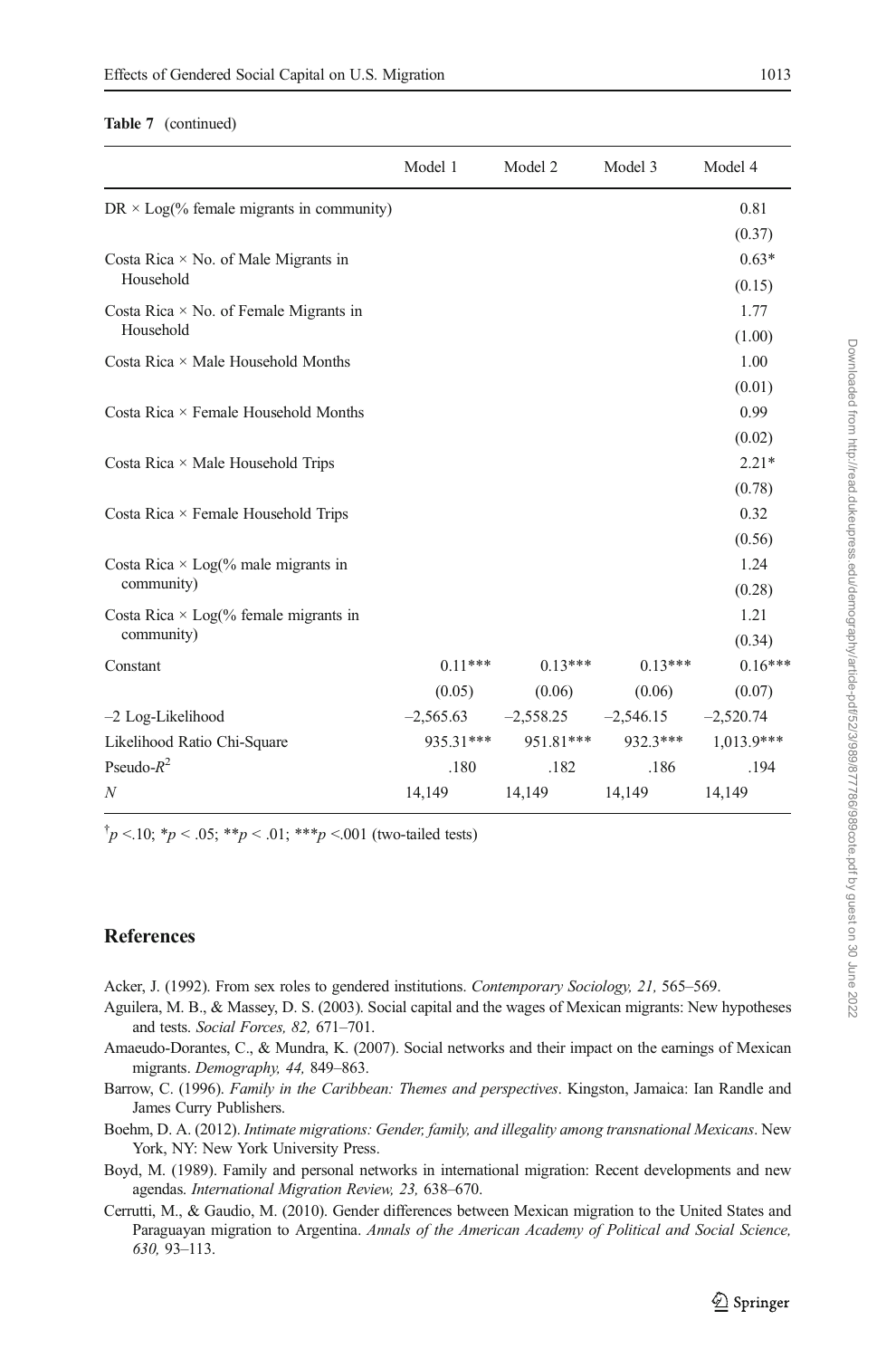**Table 7** (continued)

| | Model 1 | Model 2 | Model 3 | Model 4 |
|---|---|---|---|---|
| DR × Log(% female migrants in community) | | | | 0.81 |
| | | | | (0.37) |
| Costa Rica × No. of Male Migrants in Household | | | | 0.63* |
| | | | | (0.15) |
| Costa Rica × No. of Female Migrants in Household | | | | 1.77 |
| | | | | (1.00) |
| Costa Rica × Male Household Months | | | | 1.00 |
| | | | | (0.01) |
| Costa Rica × Female Household Months | | | | 0.99 |
| | | | | (0.02) |
| Costa Rica × Male Household Trips | | | | 2.21* |
| | | | | (0.78) |
| Costa Rica × Female Household Trips | | | | 0.32 |
| | | | | (0.56) |
| Costa Rica × Log(% male migrants in community) | | | | 1.24 |
| | | | | (0.28) |
| Costa Rica × Log(% female migrants in community) | | | | 1.21 |
| | | | | (0.34) |
| Constant | 0.11*** | 0.13*** | 0.13*** | 0.16*** |
| | (0.05) | (0.06) | (0.06) | (0.07) |
| –2 Log-Likelihood | –2,565.63 | –2,558.25 | –2,546.15 | –2,520.74 |
| Likelihood Ratio Chi-Square | 935.31*** | 951.81*** | 932.3*** | 1,013.9*** |
| Pseudo-$R^2$ | .180 | .182 | .186 | .194 |
| *N* | 14,149 | 14,149 | 14,149 | 14,149 |

$^{\dagger}p < .10$; $^{*}p < .05$; $^{**}p < .01$; $^{***}p < .001$ (two-tailed tests)

## References

Acker, J. (1992). From sex roles to gendered institutions. *Contemporary Sociology, 21,* 565–569.

Aguilera, M. B., & Massey, D. S. (2003). Social capital and the wages of Mexican migrants: New hypotheses and tests. *Social Forces, 82,* 671–701.

Amaeudo-Dorantes, C., & Mundra, K. (2007). Social networks and their impact on the earnings of Mexican migrants. *Demography, 44,* 849–863.

Barrow, C. (1996). *Family in the Caribbean: Themes and perspectives*. Kingston, Jamaica: Ian Randle and James Curry Publishers.

Boehm, D. A. (2012). *Intimate migrations: Gender, family, and illegality among transnational Mexicans*. New York, NY: New York University Press.

Boyd, M. (1989). Family and personal networks in international migration: Recent developments and new agendas. *International Migration Review, 23,* 638–670.

Cerrutti, M., & Gaudio, M. (2010). Gender differences between Mexican migration to the United States and Paraguayan migration to Argentina. *Annals of the American Academy of Political and Social Science, 630,* 93–113.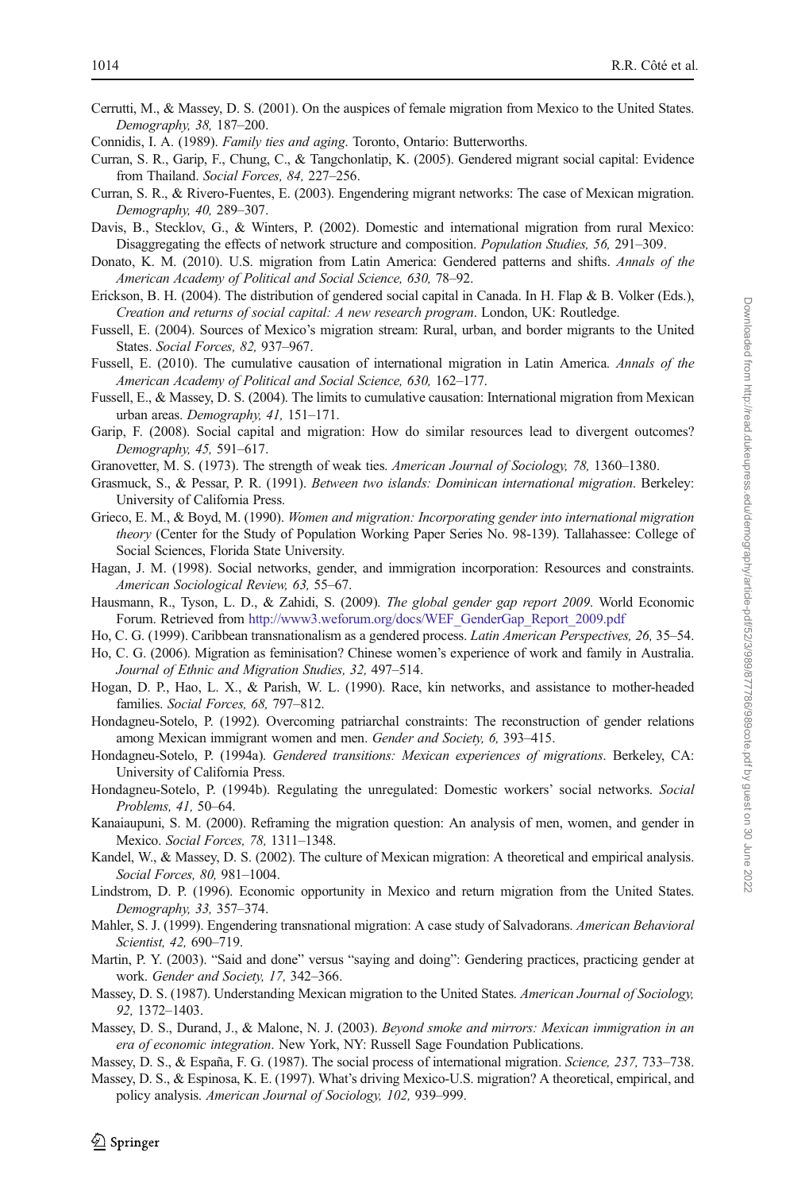Cerrutti, M., & Massey, D. S. (2001). On the auspices of female migration from Mexico to the United States. *Demography, 38,* 187–200.

Connidis, I. A. (1989). *Family ties and aging*. Toronto, Ontario: Butterworths.

Curran, S. R., Garip, F., Chung, C., & Tangchonlatip, K. (2005). Gendered migrant social capital: Evidence from Thailand. *Social Forces, 84,* 227–256.

Curran, S. R., & Rivero-Fuentes, E. (2003). Engendering migrant networks: The case of Mexican migration. *Demography, 40,* 289–307.

Davis, B., Stecklov, G., & Winters, P. (2002). Domestic and international migration from rural Mexico: Disaggregating the effects of network structure and composition. *Population Studies, 56,* 291–309.

Donato, K. M. (2010). U.S. migration from Latin America: Gendered patterns and shifts. *Annals of the American Academy of Political and Social Science, 630,* 78–92.

Erickson, B. H. (2004). The distribution of gendered social capital in Canada. In H. Flap & B. Volker (Eds.), *Creation and returns of social capital: A new research program*. London, UK: Routledge.

Fussell, E. (2004). Sources of Mexico's migration stream: Rural, urban, and border migrants to the United States. *Social Forces, 82,* 937–967.

Fussell, E. (2010). The cumulative causation of international migration in Latin America. *Annals of the American Academy of Political and Social Science, 630,* 162–177.

Fussell, E., & Massey, D. S. (2004). The limits to cumulative causation: International migration from Mexican urban areas. *Demography, 41,* 151–171.

Garip, F. (2008). Social capital and migration: How do similar resources lead to divergent outcomes? *Demography, 45,* 591–617.

Granovetter, M. S. (1973). The strength of weak ties. *American Journal of Sociology, 78,* 1360–1380.

Grasmuck, S., & Pessar, P. R. (1991). *Between two islands: Dominican international migration*. Berkeley: University of California Press.

Grieco, E. M., & Boyd, M. (1990). *Women and migration: Incorporating gender into international migration theory* (Center for the Study of Population Working Paper Series No. 98-139). Tallahassee: College of Social Sciences, Florida State University.

Hagan, J. M. (1998). Social networks, gender, and immigration incorporation: Resources and constraints. *American Sociological Review, 63,* 55–67.

Hausmann, R., Tyson, L. D., & Zahidi, S. (2009). *The global gender gap report 2009*. World Economic Forum. Retrieved from http://www3.weforum.org/docs/WEF_GenderGap_Report_2009.pdf

Ho, C. G. (1999). Caribbean transnationalism as a gendered process. *Latin American Perspectives, 26,* 35–54.

Ho, C. G. (2006). Migration as feminisation? Chinese women's experience of work and family in Australia. *Journal of Ethnic and Migration Studies, 32,* 497–514.

Hogan, D. P., Hao, L. X., & Parish, W. L. (1990). Race, kin networks, and assistance to mother-headed families. *Social Forces, 68,* 797–812.

Hondagneu-Sotelo, P. (1992). Overcoming patriarchal constraints: The reconstruction of gender relations among Mexican immigrant women and men. *Gender and Society, 6,* 393–415.

Hondagneu-Sotelo, P. (1994a). *Gendered transitions: Mexican experiences of migrations*. Berkeley, CA: University of California Press.

Hondagneu-Sotelo, P. (1994b). Regulating the unregulated: Domestic workers' social networks. *Social Problems, 41,* 50–64.

Kanaiaupuni, S. M. (2000). Reframing the migration question: An analysis of men, women, and gender in Mexico. *Social Forces, 78,* 1311–1348.

Kandel, W., & Massey, D. S. (2002). The culture of Mexican migration: A theoretical and empirical analysis. *Social Forces, 80,* 981–1004.

Lindstrom, D. P. (1996). Economic opportunity in Mexico and return migration from the United States. *Demography, 33,* 357–374.

Mahler, S. J. (1999). Engendering transnational migration: A case study of Salvadorans. *American Behavioral Scientist, 42,* 690–719.

Martin, P. Y. (2003). "Said and done" versus "saying and doing": Gendering practices, practicing gender at work. *Gender and Society, 17,* 342–366.

Massey, D. S. (1987). Understanding Mexican migration to the United States. *American Journal of Sociology, 92,* 1372–1403.

Massey, D. S., Durand, J., & Malone, N. J. (2003). *Beyond smoke and mirrors: Mexican immigration in an era of economic integration*. New York, NY: Russell Sage Foundation Publications.

Massey, D. S., & España, F. G. (1987). The social process of international migration. *Science, 237,* 733–738.

Massey, D. S., & Espinosa, K. E. (1997). What's driving Mexico-U.S. migration? A theoretical, empirical, and policy analysis. *American Journal of Sociology, 102,* 939–999.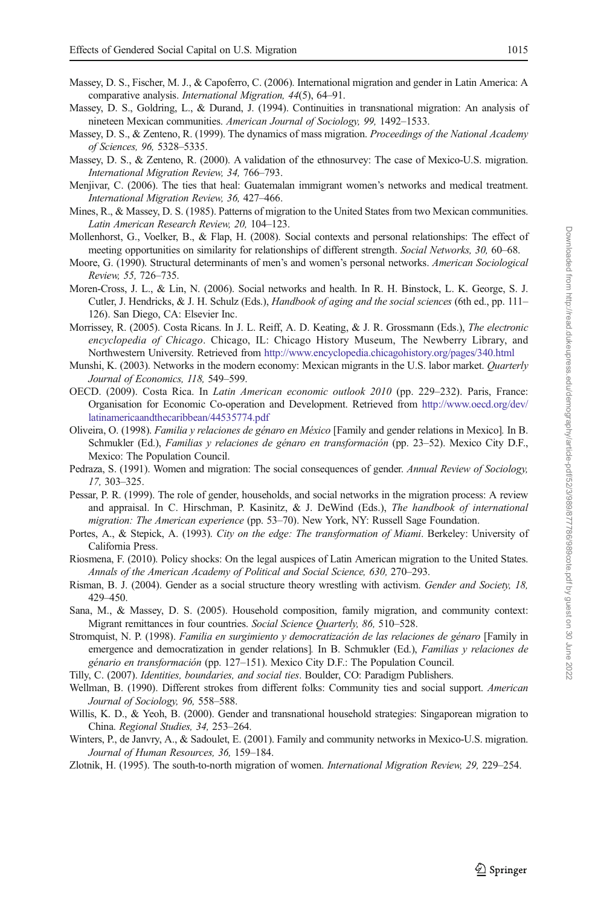Massey, D. S., Fischer, M. J., & Capoferro, C. (2006). International migration and gender in Latin America: A comparative analysis. *International Migration, 44*(5), 64–91.

Massey, D. S., Goldring, L., & Durand, J. (1994). Continuities in transnational migration: An analysis of nineteen Mexican communities. *American Journal of Sociology, 99,* 1492–1533.

Massey, D. S., & Zenteno, R. (1999). The dynamics of mass migration. *Proceedings of the National Academy of Sciences, 96,* 5328–5335.

Massey, D. S., & Zenteno, R. (2000). A validation of the ethnosurvey: The case of Mexico-U.S. migration. *International Migration Review, 34,* 766–793.

Menjivar, C. (2006). The ties that heal: Guatemalan immigrant women's networks and medical treatment. *International Migration Review, 36,* 427–466.

Mines, R., & Massey, D. S. (1985). Patterns of migration to the United States from two Mexican communities. *Latin American Research Review, 20,* 104–123.

Mollenhorst, G., Voelker, B., & Flap, H. (2008). Social contexts and personal relationships: The effect of meeting opportunities on similarity for relationships of different strength. *Social Networks, 30,* 60–68.

Moore, G. (1990). Structural determinants of men's and women's personal networks. *American Sociological Review, 55,* 726–735.

Moren-Cross, J. L., & Lin, N. (2006). Social networks and health. In R. H. Binstock, L. K. George, S. J. Cutler, J. Hendricks, & J. H. Schulz (Eds.), *Handbook of aging and the social sciences* (6th ed., pp. 111–126). San Diego, CA: Elsevier Inc.

Morrissey, R. (2005). Costa Ricans. In J. L. Reiff, A. D. Keating, & J. R. Grossmann (Eds.), *The electronic encyclopedia of Chicago*. Chicago, IL: Chicago History Museum, The Newberry Library, and Northwestern University. Retrieved from http://www.encyclopedia.chicagohistory.org/pages/340.html

Munshi, K. (2003). Networks in the modern economy: Mexican migrants in the U.S. labor market. *Quarterly Journal of Economics, 118,* 549–599.

OECD. (2009). Costa Rica. In *Latin American economic outlook 2010* (pp. 229–232). Paris, France: Organisation for Economic Co-operation and Development. Retrieved from http://www.oecd.org/dev/latinamericaandthecaribbean/44535774.pdf

Oliveira, O. (1998). *Familia y relaciones de génaro en México* [Family and gender relations in Mexico]. In B. Schmukler (Ed.), *Familias y relaciones de génaro en transformación* (pp. 23–52). Mexico City D.F., Mexico: The Population Council.

Pedraza, S. (1991). Women and migration: The social consequences of gender. *Annual Review of Sociology, 17,* 303–325.

Pessar, P. R. (1999). The role of gender, households, and social networks in the migration process: A review and appraisal. In C. Hirschman, P. Kasinitz, & J. DeWind (Eds.), *The handbook of international migration: The American experience* (pp. 53–70). New York, NY: Russell Sage Foundation.

Portes, A., & Stepick, A. (1993). *City on the edge: The transformation of Miami*. Berkeley: University of California Press.

Riosmena, F. (2010). Policy shocks: On the legal auspices of Latin American migration to the United States. *Annals of the American Academy of Political and Social Science, 630,* 270–293.

Risman, B. J. (2004). Gender as a social structure theory wrestling with activism. *Gender and Society, 18,* 429–450.

Sana, M., & Massey, D. S. (2005). Household composition, family migration, and community context: Migrant remittances in four countries. *Social Science Quarterly, 86,* 510–528.

Stromquist, N. P. (1998). *Familia en surgimiento y democratización de las relaciones de génaro* [Family in emergence and democratization in gender relations]. In B. Schmukler (Ed.), *Familias y relaciones de génario en transformación* (pp. 127–151). Mexico City D.F.: The Population Council.

Tilly, C. (2007). *Identities, boundaries, and social ties*. Boulder, CO: Paradigm Publishers.

Wellman, B. (1990). Different strokes from different folks: Community ties and social support. *American Journal of Sociology, 96,* 558–588.

Willis, K. D., & Yeoh, B. (2000). Gender and transnational household strategies: Singaporean migration to China. *Regional Studies, 34,* 253–264.

Winters, P., de Janvry, A., & Sadoulet, E. (2001). Family and community networks in Mexico-U.S. migration. *Journal of Human Resources, 36,* 159–184.

Zlotnik, H. (1995). The south-to-north migration of women. *International Migration Review, 29,* 229–254.